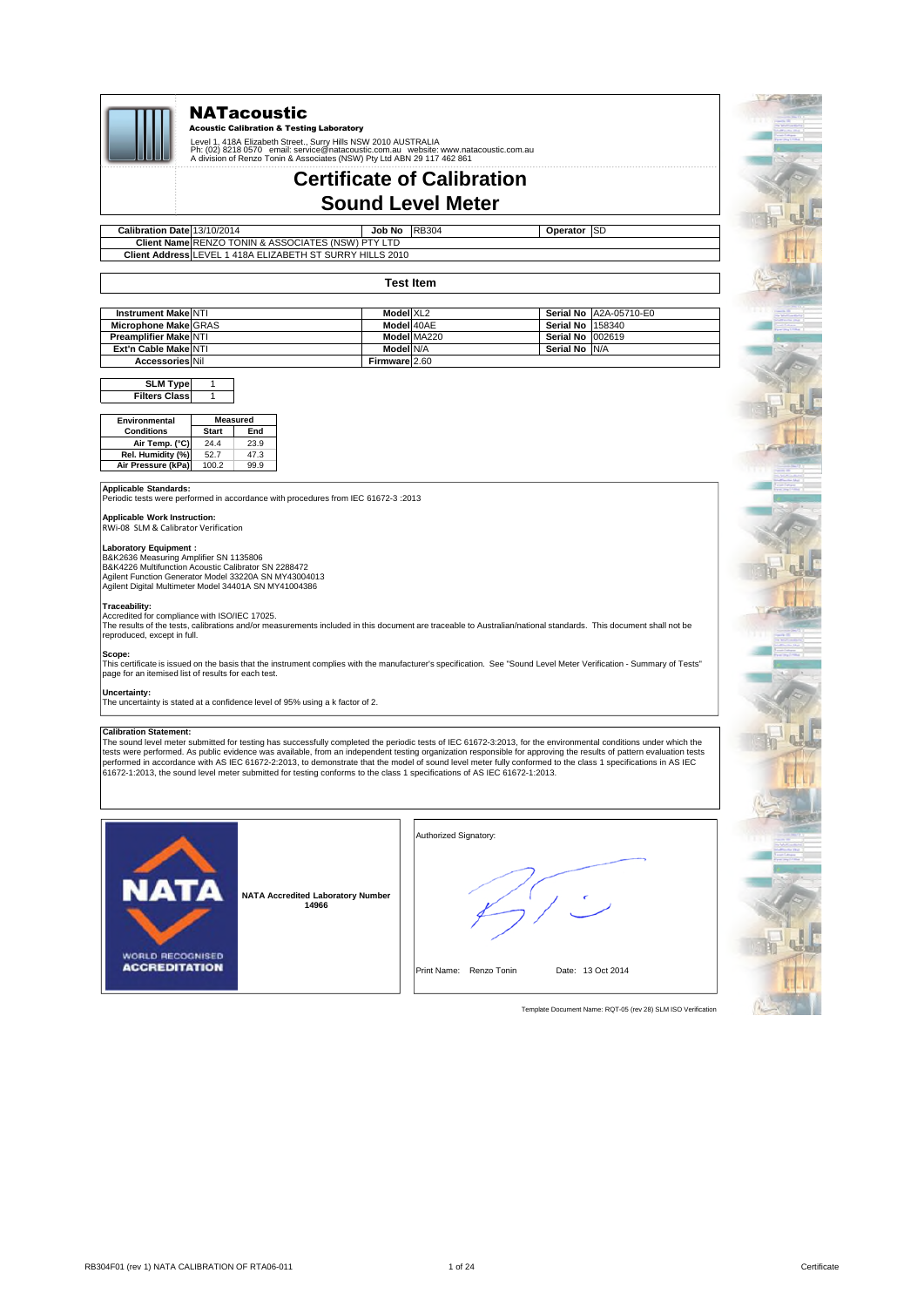# NATacoustic

**Acoustic Calibration & Testing Laboratory**

Level 1, 418A Elizabeth Street., Surry Hills NSW 2010 AUSTRALIA
Ph: (02) 8218 0570 email: service@natacoustic.com.au website: www.natacoustic.com.au
A division of Renzo Tonin & Associates (NSW) Pty Ltd ABN 29 117 462 861

# Certificate of Calibration
# Sound Level Meter

| **Calibration Date** | 13/10/2014 | **Job No** | RB304 | **Operator** | SD |
|---|---|---|---|---|---|
| **Client Name** | RENZO TONIN & ASSOCIATES (NSW) PTY LTD | | | | |
| **Client Address** | LEVEL 1 418A ELIZABETH ST SURRY HILLS 2010 | | | | |

## Test Item

| | | | | | |
|---|---|---|---|---|---|
| **Instrument Make** | NTI | **Model** | XL2 | **Serial No** | A2A-05710-E0 |
| **Microphone Make** | GRAS | **Model** | 40AE | **Serial No** | 158340 |
| **Preamplifier Make** | NTI | **Model** | MA220 | **Serial No** | 002619 |
| **Ext'n Cable Make** | NTI | **Model** | N/A | **Serial No** | N/A |
| **Accessories** | Nil | **Firmware** | 2.60 | | |

| | |
|---|---|
| **SLM Type** | 1 |
| **Filters Class** | 1 |

| Environmental Conditions | Measured | |
|---|---|---|
| | **Start** | **End** |
| **Air Temp. (°C)** | 24.4 | 23.9 |
| **Rel. Humidity (%)** | 52.7 | 47.3 |
| **Air Pressure (kPa)** | 100.2 | 99.9 |

**Applicable Standards:**
Periodic tests were performed in accordance with procedures from IEC 61672-3 :2013

**Applicable Work Instruction:**
RWi-08 SLM & Calibrator Verification

**Laboratory Equipment :**
B&K2636 Measuring Amplifier SN 1135806
B&K4226 Multifunction Acoustic Calibrator SN 2288472
Agilent Function Generator Model 33220A SN MY43004013
Agilent Digital Multimeter Model 34401A SN MY41004386

**Traceability:**
Accredited for compliance with ISO/IEC 17025.
The results of the tests, calibrations and/or measurements included in this document are traceable to Australian/national standards. This document shall not be reproduced, except in full.

**Scope:**
This certificate is issued on the basis that the instrument complies with the manufacturer's specification. See "Sound Level Meter Verification - Summary of Tests" page for an itemised list of results for each test.

**Uncertainty:**
The uncertainty is stated at a confidence level of 95% using a k factor of 2.

**Calibration Statement:**
The sound level meter submitted for testing has successfully completed the periodic tests of IEC 61672-3:2013, for the environmental conditions under which the tests were performed. As public evidence was available, from an independent testing organization responsible for approving the results of pattern evaluation tests performed in accordance with AS IEC 61672-2:2013, to demonstrate that the model of sound level meter fully conformed to the class 1 specifications in AS IEC 61672-1:2013, the sound level meter submitted for testing conforms to the class 1 specifications of AS IEC 61672-1:2013.

NATA WORLD RECOGNISED ACCREDITATION

**NATA Accredited Laboratory Number 14966**

Authorized Signatory:

Print Name: Renzo Tonin Date: 13 Oct 2014

Template Document Name: RQT-05 (rev 28) SLM ISO Verification

RB304F01 (rev 1) NATA CALIBRATION OF RTA06-011

Certificate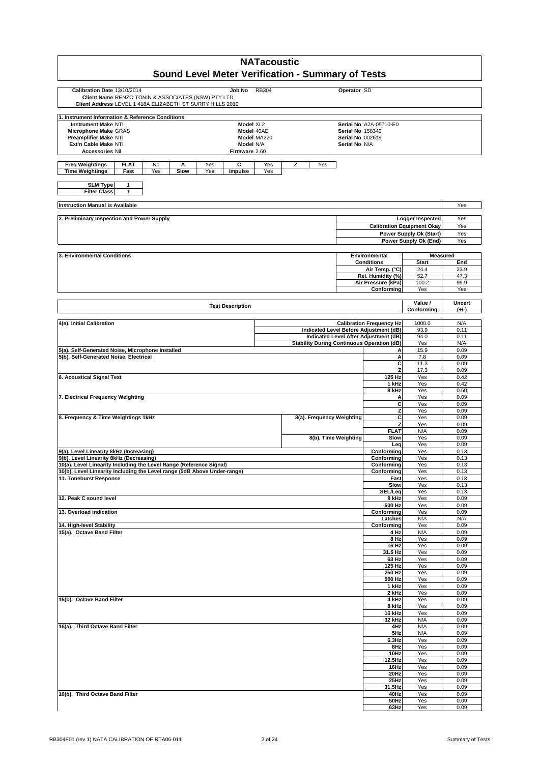# NATacoustic

## Sound Level Meter Verification - Summary of Tests

**Calibration Date** 13/10/2014 **Job No** RB304 **Operator** SD
**Client Name** RENZO TONIN & ASSOCIATES (NSW) PTY LTD
**Client Address** LEVEL 1 418A ELIZABETH ST SURRY HILLS 2010

### 1. Instrument Information & Reference Conditions

| | | | | | |
|---|---|---|---|---|---|
| **Instrument Make** | NTI | **Model** | XL2 | **Serial No** | A2A-05710-E0 |
| **Microphone Make** | GRAS | **Model** | 40AE | **Serial No** | 158340 |
| **Preamplifier Make** | NTI | **Model** | MA220 | **Serial No** | 002619 |
| **Ext'n Cable Make** | NTI | **Model** | N/A | **Serial No** | N/A |
| **Accessories** | Nil | **Firmware** | 2.60 | | |

| | | | | | | | | |
|---|---|---|---|---|---|---|---|---|
| **Freq Weightings** | **FLAT** | No | **A** | Yes | **C** | Yes | **Z** | Yes |
| **Time Weightings** | **Fast** | Yes | **Slow** | Yes | **Impulse** | Yes | | |

| | |
|---|---|
| **SLM Type** | 1 |
| **Filter Class** | 1 |

**Instruction Manual is Available**: Yes

### 2. Preliminary Inspection and Power Supply

| | |
|---|---|
| Logger Inspected | Yes |
| Calibration Equipment Okay | Yes |
| Power Supply Ok (Start) | Yes |
| Power Supply Ok (End) | Yes |

### 3. Environmental Conditions

| Environmental Conditions | Measured Start | Measured End |
|---|---|---|
| Air Temp. (°C) | 24.4 | 23.9 |
| Rel. Humidity (%) | 52.7 | 47.3 |
| Air Pressure (kPa) | 100.2 | 99.9 |
| Conforming | Yes | Yes |

| Test Description | | | Value / Conforming | Uncert (+/-) |
|---|---|---|---|---|
| **4(a). Initial Calibration** | | Calibration Frequency Hz | 1000.0 | N/A |
| | | Indicated Level Before Adjustment (dB) | 93.9 | 0.11 |
| | | Indicated Level After Adjustment (dB) | 94.0 | 0.11 |
| | | Stability During Continuous Operation (dB) | Yes | N/A |
| **5(a). Self-Generated Noise, Microphone Installed** | | A | 15.9 | 0.09 |
| **5(b). Self-Generated Noise, Electrical** | | A | 7.8 | 0.09 |
| | | C | 11.3 | 0.09 |
| | | Z | 17.3 | 0.09 |
| **6. Acoustical Signal Test** | | 125 Hz | Yes | 0.42 |
| | | 1 kHz | Yes | 0.42 |
| | | 8 kHz | Yes | 0.60 |
| **7. Electrical Frequency Weighting** | | A | Yes | 0.09 |
| | | C | Yes | 0.09 |
| | | Z | Yes | 0.09 |
| **8. Frequency & Time Weightings 1kHz** | 8(a). Frequency Weighting | C | Yes | 0.09 |
| | | Z | Yes | 0.09 |
| | | FLAT | N/A | 0.09 |
| | 8(b). Time Weighting | Slow | Yes | 0.09 |
| | | Leq | Yes | 0.09 |
| **9(a). Level Linearity 8kHz (Increasing)** | | Conforming | Yes | 0.13 |
| **9(b). Level Linearity 8kHz (Decreasing)** | | Conforming | Yes | 0.13 |
| **10(a). Level Linearity Including the Level Range (Reference Signal)** | | Conforming | Yes | 0.13 |
| **10(b). Level Linearity Including the Level range (5dB Above Under-range)** | | Conforming | Yes | 0.13 |
| **11. Toneburst Response** | | Fast | Yes | 0.13 |
| | | Slow | Yes | 0.13 |
| | | SEL/Leq | Yes | 0.13 |
| **12. Peak C sound level** | | 8 kHz | Yes | 0.09 |
| | | 500 Hz | Yes | 0.09 |
| **13. Overload indication** | | Conforming | Yes | 0.09 |
| | | Latches | N/A | N/A |
| **14. High-level Stability** | | Conforming | Yes | 0.09 |
| **15(a). Octave Band Filter** | | 4 Hz | N/A | 0.09 |
| | | 8 Hz | Yes | 0.09 |
| | | 16 Hz | Yes | 0.09 |
| | | 31.5 Hz | Yes | 0.09 |
| | | 63 Hz | Yes | 0.09 |
| | | 125 Hz | Yes | 0.09 |
| | | 250 Hz | Yes | 0.09 |
| | | 500 Hz | Yes | 0.09 |
| | | 1 kHz | Yes | 0.09 |
| | | 2 kHz | Yes | 0.09 |
| **15(b). Octave Band Filter** | | 4 kHz | Yes | 0.09 |
| | | 8 kHz | Yes | 0.09 |
| | | 16 kHz | Yes | 0.09 |
| | | 32 kHz | N/A | 0.09 |
| **16(a). Third Octave Band Filter** | | 4Hz | N/A | 0.09 |
| | | 5Hz | N/A | 0.09 |
| | | 6.3Hz | Yes | 0.09 |
| | | 8Hz | Yes | 0.09 |
| | | 10Hz | Yes | 0.09 |
| | | 12.5Hz | Yes | 0.09 |
| | | 16Hz | Yes | 0.09 |
| | | 20Hz | Yes | 0.09 |
| | | 25Hz | Yes | 0.09 |
| | | 31.5Hz | Yes | 0.09 |
| **16(b). Third Octave Band Filter** | | 40Hz | Yes | 0.09 |
| | | 50Hz | Yes | 0.09 |
| | | 63Hz | Yes | 0.09 |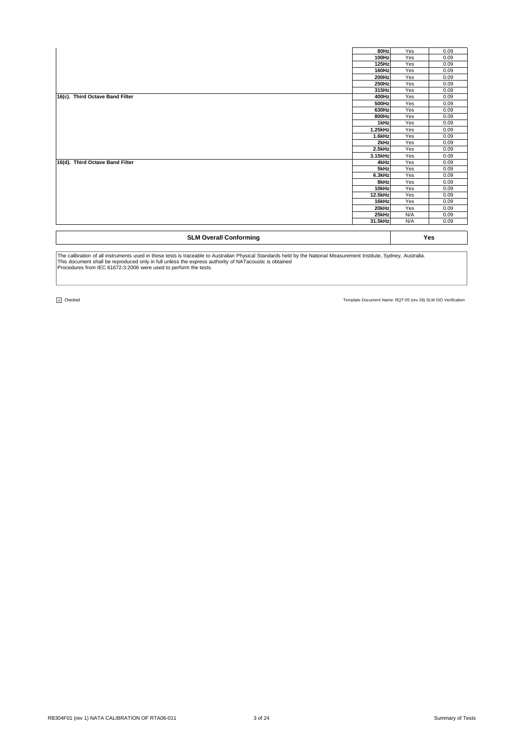| | | | |
|---|---|---|---|
| | 80Hz | Yes | 0.09 |
| | 100Hz | Yes | 0.09 |
| | 125Hz | Yes | 0.09 |
| | 160Hz | Yes | 0.09 |
| | 200Hz | Yes | 0.09 |
| | 250Hz | Yes | 0.09 |
| | 315Hz | Yes | 0.09 |
| **16(c). Third Octave Band Filter** | 400Hz | Yes | 0.09 |
| | 500Hz | Yes | 0.09 |
| | 630Hz | Yes | 0.09 |
| | 800Hz | Yes | 0.09 |
| | 1kHz | Yes | 0.09 |
| | 1.25kHz | Yes | 0.09 |
| | 1.6kHz | Yes | 0.09 |
| | 2kHz | Yes | 0.09 |
| | 2.5kHz | Yes | 0.09 |
| | 3.15kHz | Yes | 0.09 |
| **16(d). Third Octave Band Filter** | 4kHz | Yes | 0.09 |
| | 5kHz | Yes | 0.09 |
| | 6.3kHz | Yes | 0.09 |
| | 8kHz | Yes | 0.09 |
| | 10kHz | Yes | 0.09 |
| | 12.5kHz | Yes | 0.09 |
| | 16kHz | Yes | 0.09 |
| | 20kHz | Yes | 0.09 |
| | 25kHz | N/A | 0.09 |
| | 31.5kHz | N/A | 0.09 |

| **SLM Overall Conforming** | **Yes** |
|---|---|

The calibration of all instruments used in these tests is traceable to Australian Physical Standards held by the National Measurement Institute, Sydney, Australia.
This document shall be reproduced only in full unless the express authority of NATacoustic is obtained
Procedures from IEC 61672-3:2006 were used to perform the tests.

☑ Checked

Template Document Name: RQT-05 (rev 28) SLM ISO Verification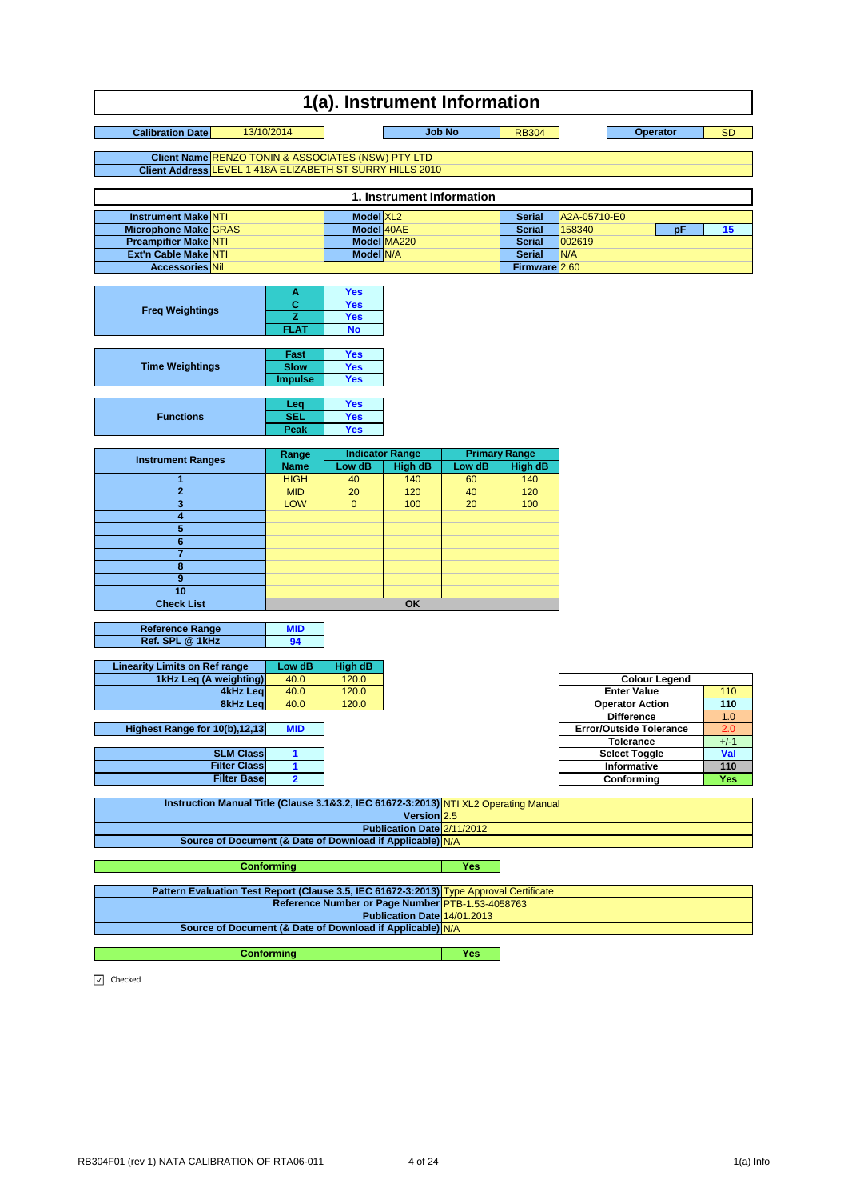# 1(a). Instrument Information

| Calibration Date | 13/10/2014 | Job No | RB304 | Operator | SD |
|---|---|---|---|---|---|

| | |
|---|---|
| Client Name | RENZO TONIN & ASSOCIATES (NSW) PTY LTD |
| Client Address | LEVEL 1 418A ELIZABETH ST SURRY HILLS 2010 |

## 1. Instrument Information

| | | | | | | | |
|---|---|---|---|---|---|---|---|
| Instrument Make | NTI | Model | XL2 | Serial | A2A-05710-E0 | | |
| Microphone Make | GRAS | Model | 40AE | Serial | 158340 | pF | 15 |
| Preamplifier Make | NTI | Model | MA220 | Serial | 002619 | | |
| Ext'n Cable Make | NTI | Model | N/A | Serial | N/A | | |
| Accessories | Nil | | | Firmware | 2.60 | | |

| Freq Weightings | | |
|---|---|---|
| | A | Yes |
| | C | Yes |
| | Z | Yes |
| | FLAT | No |

| Time Weightings | | |
|---|---|---|
| | Fast | Yes |
| | Slow | Yes |
| | Impulse | Yes |

| Functions | | |
|---|---|---|
| | Leq | Yes |
| | SEL | Yes |
| | Peak | Yes |

| Instrument Ranges | Range | Indicator Range | | Primary Range | |
|---|---|---|---|---|---|
| | Name | Low dB | High dB | Low dB | High dB |
| 1 | HIGH | 40 | 140 | 60 | 140 |
| 2 | MID | 20 | 120 | 40 | 120 |
| 3 | LOW | 0 | 100 | 20 | 100 |
| 4 | | | | | |
| 5 | | | | | |
| 6 | | | | | |
| 7 | | | | | |
| 8 | | | | | |
| 9 | | | | | |
| 10 | | | | | |
| Check List | | | OK | | |

| | |
|---|---|
| Reference Range | MID |
| Ref. SPL @ 1kHz | 94 |

| Linearity Limits on Ref range | Low dB | High dB |
|---|---|---|
| 1kHz Leq (A weighting) | 40.0 | 120.0 |
| 4kHz Leq | 40.0 | 120.0 |
| 8kHz Leq | 40.0 | 120.0 |

| | |
|---|---|
| Highest Range for 10(b),12,13 | MID |

| | |
|---|---|
| SLM Class | 1 |
| Filter Class | 1 |
| Filter Base | 2 |

| Colour Legend | |
|---|---|
| Enter Value | 110 |
| Operator Action | 110 |
| Difference | 1.0 |
| Error/Outside Tolerance | 2.0 |
| Tolerance | +/-1 |
| Select Toggle | Val |
| Informative | 110 |
| Conforming | Yes |

| | |
|---|---|
| Instruction Manual Title (Clause 3.1&3.2, IEC 61672-3:2013) | NTI XL2 Operating Manual |
| Version | 2.5 |
| Publication Date | 2/11/2012 |
| Source of Document (& Date of Download if Applicable) | N/A |

| Conforming | Yes |
|---|---|

| | |
|---|---|
| Pattern Evaluation Test Report (Clause 3.5, IEC 61672-3:2013) | Type Approval Certificate |
| Reference Number or Page Number | PTB-1.53-4058763 |
| Publication Date | 14/01.2013 |
| Source of Document (& Date of Download if Applicable) | N/A |

| Conforming | Yes |
|---|---|

☑ Checked

RB304F01 (rev 1) NATA CALIBRATION OF RTA06-011 — 1(a) Info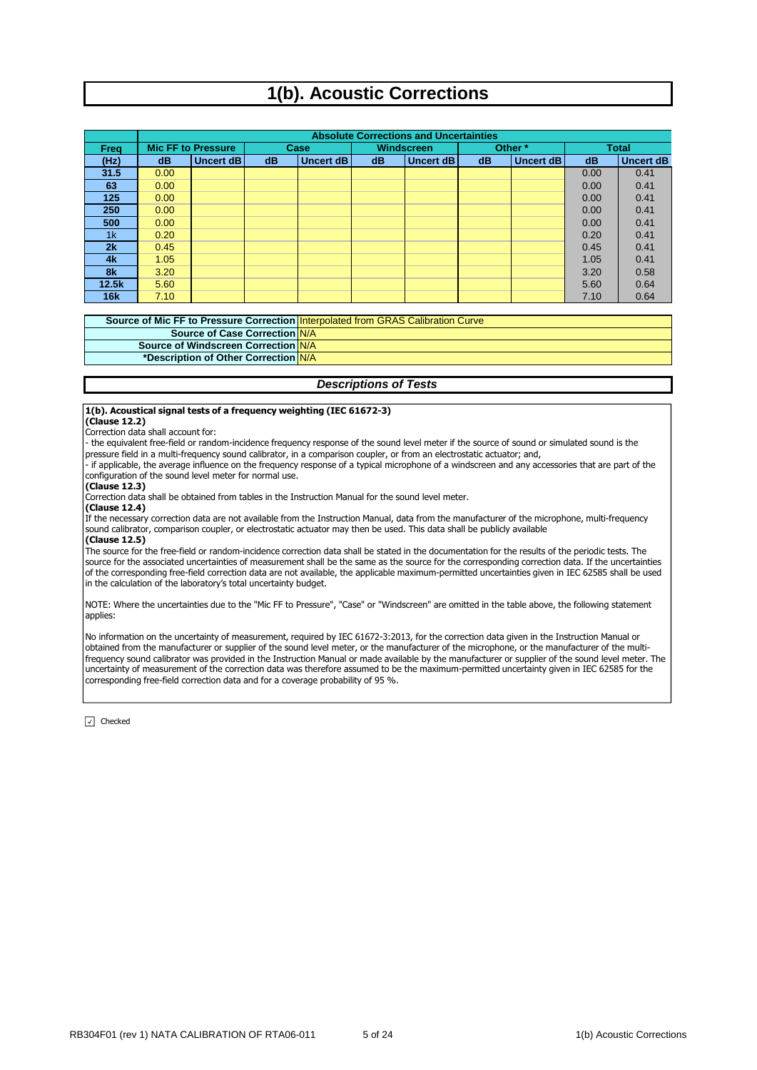# 1(b). Acoustic Corrections

| Freq | Absolute Corrections and Uncertainties | | | | | | | | | |
|---|---|---|---|---|---|---|---|---|---|---|
| | Mic FF to Pressure | | Case | | Windscreen | | Other * | | Total | |
| (Hz) | dB | Uncert dB | dB | Uncert dB | dB | Uncert dB | dB | Uncert dB | dB | Uncert dB |
| 31.5 | 0.00 | | | | | | | | 0.00 | 0.41 |
| 63 | 0.00 | | | | | | | | 0.00 | 0.41 |
| 125 | 0.00 | | | | | | | | 0.00 | 0.41 |
| 250 | 0.00 | | | | | | | | 0.00 | 0.41 |
| 500 | 0.00 | | | | | | | | 0.00 | 0.41 |
| 1k | 0.20 | | | | | | | | 0.20 | 0.41 |
| 2k | 0.45 | | | | | | | | 0.45 | 0.41 |
| 4k | 1.05 | | | | | | | | 1.05 | 0.41 |
| 8k | 3.20 | | | | | | | | 3.20 | 0.58 |
| 12.5k | 5.60 | | | | | | | | 5.60 | 0.64 |
| 16k | 7.10 | | | | | | | | 7.10 | 0.64 |

| | |
|---|---|
| **Source of Mic FF to Pressure Correction** | Interpolated from GRAS Calibration Curve |
| **Source of Case Correction** | N/A |
| **Source of Windscreen Correction** | N/A |
| ***Description of Other Correction** | N/A |

## *Descriptions of Tests*

**1(b). Acoustical signal tests of a frequency weighting (IEC 61672-3)**
**(Clause 12.2)**
Correction data shall account for:
- the equivalent free-field or random-incidence frequency response of the sound level meter if the source of sound or simulated sound is the pressure field in a multi-frequency sound calibrator, in a comparison coupler, or from an electrostatic actuator; and,
- if applicable, the average influence on the frequency response of a typical microphone of a windscreen and any accessories that are part of the configuration of the sound level meter for normal use.

**(Clause 12.3)**
Correction data shall be obtained from tables in the Instruction Manual for the sound level meter.

**(Clause 12.4)**
If the necessary correction data are not available from the Instruction Manual, data from the manufacturer of the microphone, multi-frequency sound calibrator, comparison coupler, or electrostatic actuator may then be used. This data shall be publicly available

**(Clause 12.5)**
The source for the free-field or random-incidence correction data shall be stated in the documentation for the results of the periodic tests. The source for the associated uncertainties of measurement shall be the same as the source for the corresponding correction data. If the uncertainties of the corresponding free-field correction data are not available, the applicable maximum-permitted uncertainties given in IEC 62585 shall be used in the calculation of the laboratory's total uncertainty budget.

NOTE: Where the uncertainties due to the "Mic FF to Pressure", "Case" or "Windscreen" are omitted in the table above, the following statement applies:

No information on the uncertainty of measurement, required by IEC 61672-3:2013, for the correction data given in the Instruction Manual or obtained from the manufacturer or supplier of the sound level meter, or the manufacturer of the microphone, or the manufacturer of the multi-frequency sound calibrator was provided in the Instruction Manual or made available by the manufacturer or supplier of the sound level meter. The uncertainty of measurement of the correction data was therefore assumed to be the maximum-permitted uncertainty given in IEC 62585 for the corresponding free-field correction data and for a coverage probability of 95 %.

☑ Checked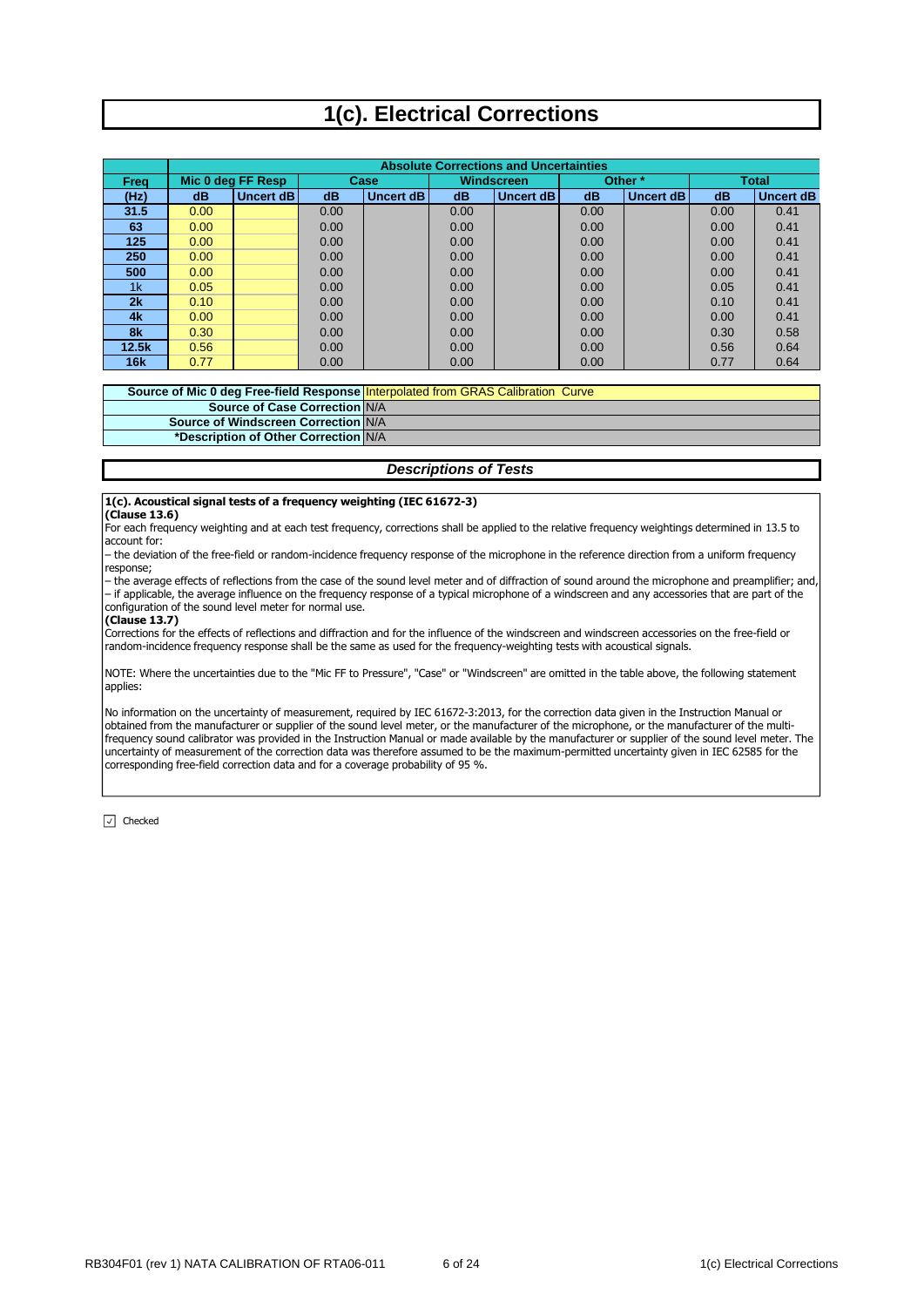# 1(c). Electrical Corrections

| Freq | Absolute Corrections and Uncertainties | | | | | | | | | |
|---|---|---|---|---|---|---|---|---|---|---|
| | Mic 0 deg FF Resp | | Case | | Windscreen | | Other * | | Total | |
| (Hz) | dB | Uncert dB | dB | Uncert dB | dB | Uncert dB | dB | Uncert dB | dB | Uncert dB |
| 31.5 | 0.00 | | 0.00 | | 0.00 | | 0.00 | | 0.00 | 0.41 |
| 63 | 0.00 | | 0.00 | | 0.00 | | 0.00 | | 0.00 | 0.41 |
| 125 | 0.00 | | 0.00 | | 0.00 | | 0.00 | | 0.00 | 0.41 |
| 250 | 0.00 | | 0.00 | | 0.00 | | 0.00 | | 0.00 | 0.41 |
| 500 | 0.00 | | 0.00 | | 0.00 | | 0.00 | | 0.00 | 0.41 |
| 1k | 0.05 | | 0.00 | | 0.00 | | 0.00 | | 0.05 | 0.41 |
| 2k | 0.10 | | 0.00 | | 0.00 | | 0.00 | | 0.10 | 0.41 |
| 4k | 0.00 | | 0.00 | | 0.00 | | 0.00 | | 0.00 | 0.41 |
| 8k | 0.30 | | 0.00 | | 0.00 | | 0.00 | | 0.30 | 0.58 |
| 12.5k | 0.56 | | 0.00 | | 0.00 | | 0.00 | | 0.56 | 0.64 |
| 16k | 0.77 | | 0.00 | | 0.00 | | 0.00 | | 0.77 | 0.64 |

| | |
|---|---|
| **Source of Mic 0 deg Free-field Response** | Interpolated from GRAS Calibration Curve |
| **Source of Case Correction** | N/A |
| **Source of Windscreen Correction** | N/A |
| ***Description of Other Correction** | N/A |

## *Descriptions of Tests*

**1(c). Acoustical signal tests of a frequency weighting (IEC 61672-3)**
**(Clause 13.6)**
For each frequency weighting and at each test frequency, corrections shall be applied to the relative frequency weightings determined in 13.5 to account for:
– the deviation of the free-field or random-incidence frequency response of the microphone in the reference direction from a uniform frequency response;
– the average effects of reflections from the case of the sound level meter and of diffraction of sound around the microphone and preamplifier; and,
– if applicable, the average influence on the frequency response of a typical microphone of a windscreen and any accessories that are part of the configuration of the sound level meter for normal use.
**(Clause 13.7)**
Corrections for the effects of reflections and diffraction and for the influence of the windscreen and windscreen accessories on the free-field or random-incidence frequency response shall be the same as used for the frequency-weighting tests with acoustical signals.

NOTE: Where the uncertainties due to the "Mic FF to Pressure", "Case" or "Windscreen" are omitted in the table above, the following statement applies:

No information on the uncertainty of measurement, required by IEC 61672-3:2013, for the correction data given in the Instruction Manual or obtained from the manufacturer or supplier of the sound level meter, or the manufacturer of the microphone, or the manufacturer of the multi-frequency sound calibrator was provided in the Instruction Manual or made available by the manufacturer or supplier of the sound level meter. The uncertainty of measurement of the correction data was therefore assumed to be the maximum-permitted uncertainty given in IEC 62585 for the corresponding free-field correction data and for a coverage probability of 95 %.

☑ Checked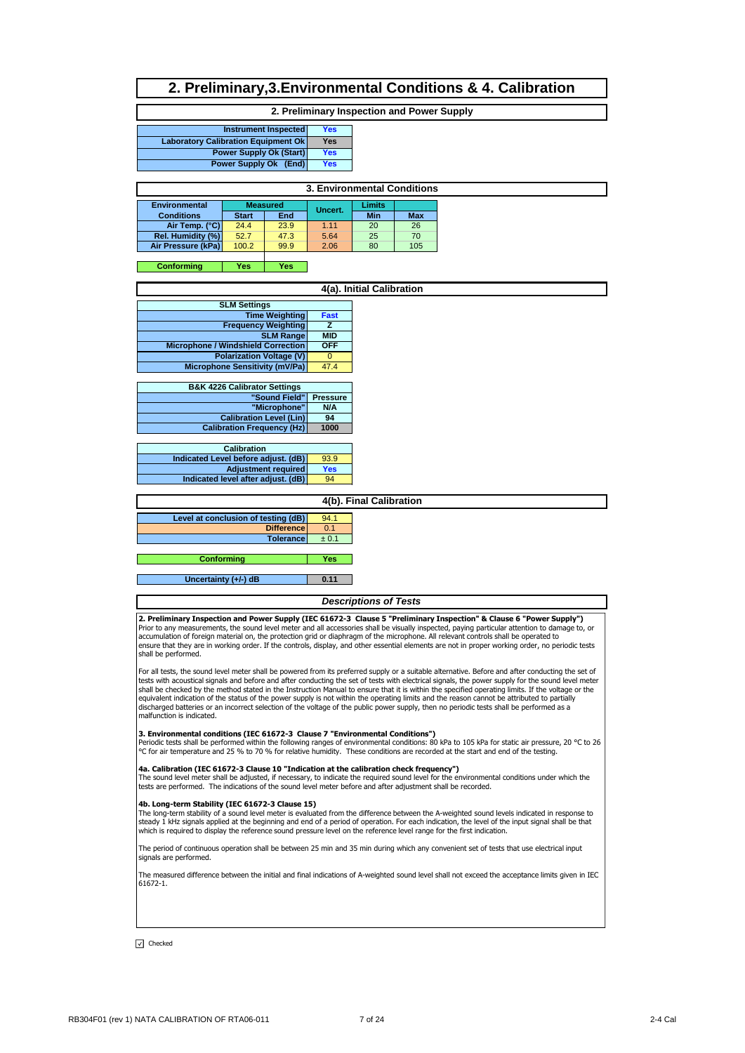# 2. Preliminary,3.Environmental Conditions & 4. Calibration

## 2. Preliminary Inspection and Power Supply

| | |
|---|---|
| Instrument Inspected | Yes |
| Laboratory Calibration Equipment Ok | Yes |
| Power Supply Ok (Start) | Yes |
| Power Supply Ok (End) | Yes |

## 3. Environmental Conditions

| Environmental Conditions | Measured | | Uncert. | Limits | |
|---|---|---|---|---|---|
| | Start | End | | Min | Max |
| Air Temp. (°C) | 24.4 | 23.9 | 1.11 | 20 | 26 |
| Rel. Humidity (%) | 52.7 | 47.3 | 5.64 | 25 | 70 |
| Air Pressure (kPa) | 100.2 | 99.9 | 2.06 | 80 | 105 |
| Conforming | Yes | Yes | | | |

## 4(a). Initial Calibration

| SLM Settings | |
|---|---|
| Time Weighting | Fast |
| Frequency Weighting | Z |
| SLM Range | MID |
| Microphone / Windshield Correction | OFF |
| Polarization Voltage (V) | 0 |
| Microphone Sensitivity (mV/Pa) | 47.4 |

| B&K 4226 Calibrator Settings | |
|---|---|
| "Sound Field" | Pressure |
| "Microphone" | N/A |
| Calibration Level (Lin) | 94 |
| Calibration Frequency (Hz) | 1000 |

| Calibration | |
|---|---|
| Indicated Level before adjust. (dB) | 93.9 |
| Adjustment required | Yes |
| Indicated level after adjust. (dB) | 94 |

## 4(b). Final Calibration

| | |
|---|---|
| Level at conclusion of testing (dB) | 94.1 |
| Difference | 0.1 |
| Tolerance | ± 0.1 |
| Conforming | Yes |
| Uncertainty (+/-) dB | 0.11 |

## *Descriptions of Tests*

**2. Preliminary Inspection and Power Supply (IEC 61672-3 Clause 5 "Preliminary Inspection" & Clause 6 "Power Supply")**
Prior to any measurements, the sound level meter and all accessories shall be visually inspected, paying particular attention to damage to, or accumulation of foreign material on, the protection grid or diaphragm of the microphone. All relevant controls shall be operated to ensure that they are in working order. If the controls, display, and other essential elements are not in proper working order, no periodic tests shall be performed.

For all tests, the sound level meter shall be powered from its preferred supply or a suitable alternative. Before and after conducting the set of tests with acoustical signals and before and after conducting the set of tests with electrical signals, the power supply for the sound level meter shall be checked by the method stated in the Instruction Manual to ensure that it is within the specified operating limits. If the voltage or the equivalent indication of the status of the power supply is not within the operating limits and the reason cannot be attributed to partially discharged batteries or an incorrect selection of the voltage of the public power supply, then no periodic tests shall be performed as a malfunction is indicated.

**3. Environmental conditions (IEC 61672-3 Clause 7 "Environmental Conditions")**
Periodic tests shall be performed within the following ranges of environmental conditions: 80 kPa to 105 kPa for static air pressure, 20 °C to 26 °C for air temperature and 25 % to 70 % for relative humidity. These conditions are recorded at the start and end of the testing.

**4a. Calibration (IEC 61672-3 Clause 10 "Indication at the calibration check frequency")**
The sound level meter shall be adjusted, if necessary, to indicate the required sound level for the environmental conditions under which the tests are performed. The indications of the sound level meter before and after adjustment shall be recorded.

**4b. Long-term Stability (IEC 61672-3 Clause 15)**
The long-term stability of a sound level meter is evaluated from the difference between the A-weighted sound levels indicated in response to steady 1 kHz signals applied at the beginning and end of a period of operation. For each indication, the level of the input signal shall be that which is required to display the reference sound pressure level on the reference level range for the first indication.

The period of continuous operation shall be between 25 min and 35 min during which any convenient set of tests that use electrical input signals are performed.

The measured difference between the initial and final indications of A-weighted sound level shall not exceed the acceptance limits given in IEC 61672-1.

☑ Checked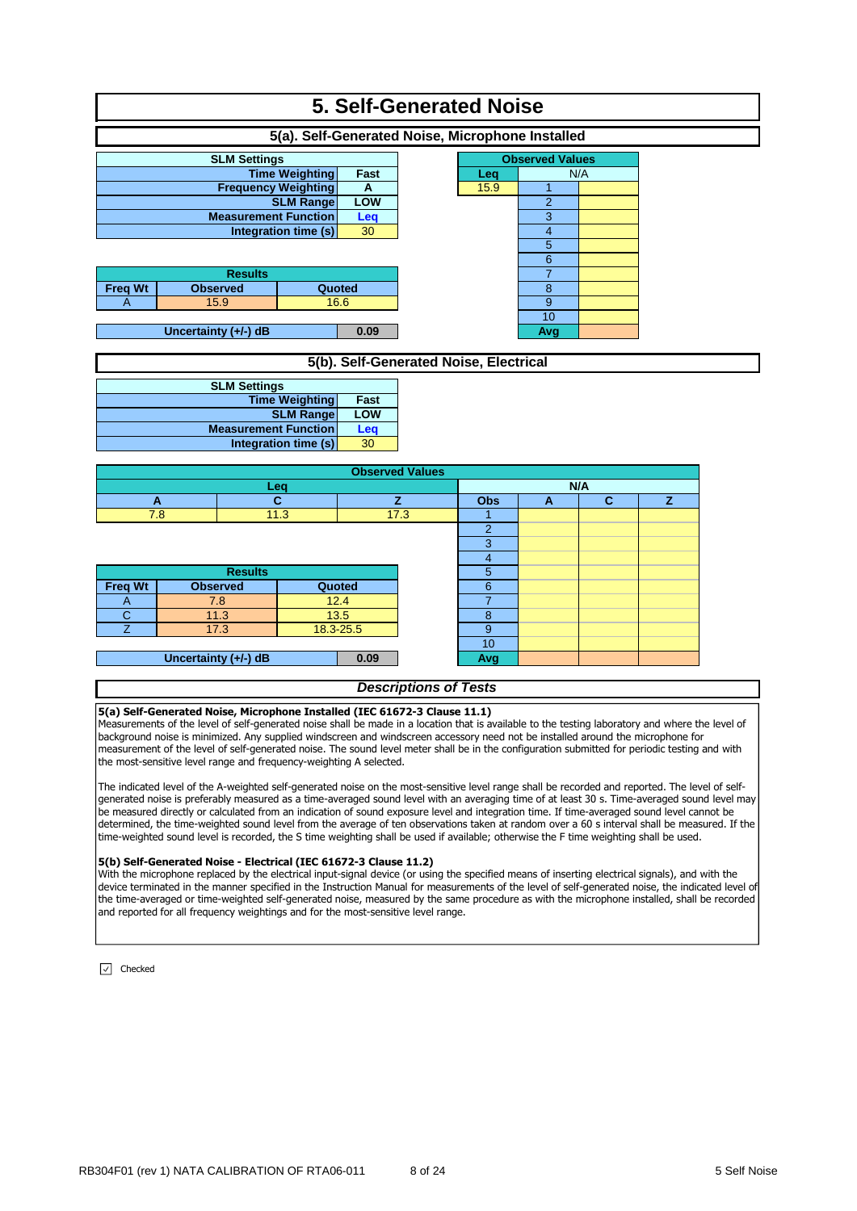# 5. Self-Generated Noise

## 5(a). Self-Generated Noise, Microphone Installed

| SLM Settings | |
|---|---|
| Time Weighting | Fast |
| Frequency Weighting | A |
| SLM Range | LOW |
| Measurement Function | Leq |
| Integration time (s) | 30 |

| Observed Values | | |
|---|---|---|
| Leq | N/A | |
| 15.9 | 1 | |
| | 2 | |
| | 3 | |
| | 4 | |
| | 5 | |
| | 6 | |
| | 7 | |
| | 8 | |
| | 9 | |
| | 10 | |
| | Avg | |

| Results | | |
|---|---|---|
| Freq Wt | Observed | Quoted |
| A | 15.9 | 16.6 |

| Uncertainty (+/-) dB | 0.09 |
|---|---|

## 5(b). Self-Generated Noise, Electrical

| SLM Settings | |
|---|---|
| Time Weighting | Fast |
| SLM Range | LOW |
| Measurement Function | Leq |
| Integration time (s) | 30 |

| Observed Values | | | | | | |
|---|---|---|---|---|---|---|
| Leq | | | N/A | | | |
| A | C | Z | Obs | A | C | Z |
| 7.8 | 11.3 | 17.3 | 1 | | | |
| | | | 2 | | | |
| | | | 3 | | | |
| | | | 4 | | | |
| | | | 5 | | | |
| | | | 6 | | | |
| | | | 7 | | | |
| | | | 8 | | | |
| | | | 9 | | | |
| | | | 10 | | | |
| | | | Avg | | | |

| Results | | |
|---|---|---|
| Freq Wt | Observed | Quoted |
| A | 7.8 | 12.4 |
| C | 11.3 | 13.5 |
| Z | 17.3 | 18.3-25.5 |

| Uncertainty (+/-) dB | 0.09 |
|---|---|

### *Descriptions of Tests*

**5(a) Self-Generated Noise, Microphone Installed (IEC 61672-3 Clause 11.1)**
Measurements of the level of self-generated noise shall be made in a location that is available to the testing laboratory and where the level of background noise is minimized. Any supplied windscreen and windscreen accessory need not be installed around the microphone for measurement of the level of self-generated noise. The sound level meter shall be in the configuration submitted for periodic testing and with the most-sensitive level range and frequency-weighting A selected.

The indicated level of the A-weighted self-generated noise on the most-sensitive level range shall be recorded and reported. The level of self-generated noise is preferably measured as a time-averaged sound level with an averaging time of at least 30 s. Time-averaged sound level may be measured directly or calculated from an indication of sound exposure level and integration time. If time-averaged sound level cannot be determined, the time-weighted sound level from the average of ten observations taken at random over a 60 s interval shall be measured. If the time-weighted sound level is recorded, the S time weighting shall be used if available; otherwise the F time weighting shall be used.

**5(b) Self-Generated Noise - Electrical (IEC 61672-3 Clause 11.2)**
With the microphone replaced by the electrical input-signal device (or using the specified means of inserting electrical signals), and with the device terminated in the manner specified in the Instruction Manual for measurements of the level of self-generated noise, the indicated level of the time-averaged or time-weighted self-generated noise, measured by the same procedure as with the microphone installed, shall be recorded and reported for all frequency weightings and for the most-sensitive level range.

☑ Checked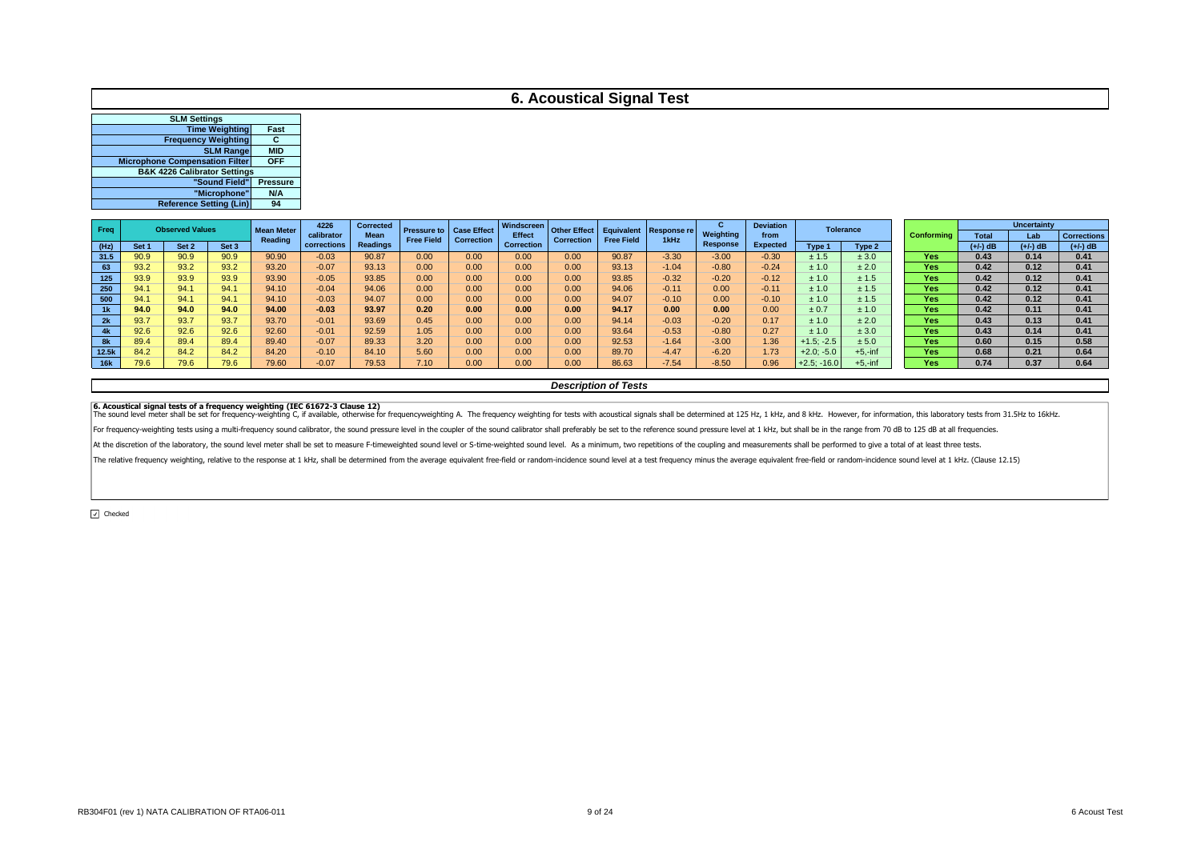# 6. Acoustical Signal Test

| SLM Settings | |
|---|---|
| Time Weighting | Fast |
| Frequency Weighting | C |
| SLM Range | MID |
| Microphone Compensation Filter | OFF |
| B&K 4226 Calibrator Settings | |
| "Sound Field" | Pressure |
| "Microphone" | N/A |
| Reference Setting (Lin) | 94 |

| Freq | Observed Values | | | Mean Meter Reading | 4226 calibrator corrections | Corrected Mean Readings | Pressure to Free Field | Case Effect Correction | Windscreen Effect Correction | Other Effect Correction | Equivalent Free Field | Response re 1kHz | C Weighting Response | Deviation from Expected | Tolerance | | Conforming | Uncertainty | | |
|---|---|---|---|---|---|---|---|---|---|---|---|---|---|---|---|---|---|---|---|---|
| (Hz) | Set 1 | Set 2 | Set 3 | | | | | | | | | | | | Type 1 | Type 2 | | Total (+/-) dB | Lab (+/-) dB | Corrections (+/-) dB |
| 31.5 | 90.9 | 90.9 | 90.9 | 90.90 | -0.03 | 90.87 | 0.00 | 0.00 | 0.00 | 0.00 | 90.87 | -3.30 | -3.00 | -0.30 | ± 1.5 | ± 3.0 | Yes | 0.43 | 0.14 | 0.41 |
| 63 | 93.2 | 93.2 | 93.2 | 93.20 | -0.07 | 93.13 | 0.00 | 0.00 | 0.00 | 0.00 | 93.13 | -1.04 | -0.80 | -0.24 | ± 1.0 | ± 2.0 | Yes | 0.42 | 0.12 | 0.41 |
| 125 | 93.9 | 93.9 | 93.9 | 93.90 | -0.05 | 93.85 | 0.00 | 0.00 | 0.00 | 0.00 | 93.85 | -0.32 | -0.20 | -0.12 | ± 1.0 | ± 1.5 | Yes | 0.42 | 0.12 | 0.41 |
| 250 | 94.1 | 94.1 | 94.1 | 94.10 | -0.04 | 94.06 | 0.00 | 0.00 | 0.00 | 0.00 | 94.06 | -0.11 | 0.00 | -0.11 | ± 1.0 | ± 1.5 | Yes | 0.42 | 0.12 | 0.41 |
| 500 | 94.1 | 94.1 | 94.1 | 94.10 | -0.03 | 94.07 | 0.00 | 0.00 | 0.00 | 0.00 | 94.07 | -0.10 | 0.00 | -0.10 | ± 1.0 | ± 1.5 | Yes | 0.42 | 0.12 | 0.41 |
| **1k** | **94.0** | **94.0** | **94.0** | **94.00** | **-0.03** | **93.97** | **0.20** | **0.00** | **0.00** | **0.00** | **94.17** | **0.00** | **0.00** | 0.00 | ± 0.7 | ± 1.0 | Yes | 0.42 | 0.11 | 0.41 |
| 2k | 93.7 | 93.7 | 93.7 | 93.70 | -0.01 | 93.69 | 0.45 | 0.00 | 0.00 | 0.00 | 94.14 | -0.03 | -0.20 | 0.17 | ± 1.0 | ± 2.0 | Yes | 0.43 | 0.13 | 0.41 |
| 4k | 92.6 | 92.6 | 92.6 | 92.60 | -0.01 | 92.59 | 1.05 | 0.00 | 0.00 | 0.00 | 93.64 | -0.53 | -0.80 | 0.27 | ± 1.0 | ± 3.0 | Yes | 0.43 | 0.14 | 0.41 |
| 8k | 89.4 | 89.4 | 89.4 | 89.40 | -0.07 | 89.33 | 3.20 | 0.00 | 0.00 | 0.00 | 92.53 | -1.64 | -3.00 | 1.36 | +1.5; -2.5 | ± 5.0 | Yes | 0.60 | 0.15 | 0.58 |
| 12.5k | 84.2 | 84.2 | 84.2 | 84.20 | -0.10 | 84.10 | 5.60 | 0.00 | 0.00 | 0.00 | 89.70 | -4.47 | -6.20 | 1.73 | +2.0; -5.0 | +5,-inf | Yes | 0.68 | 0.21 | 0.64 |
| 16k | 79.6 | 79.6 | 79.6 | 79.60 | -0.07 | 79.53 | 7.10 | 0.00 | 0.00 | 0.00 | 86.63 | -7.54 | -8.50 | 0.96 | +2.5; -16.0 | +5,-inf | Yes | 0.74 | 0.37 | 0.64 |

*Description of Tests*

**6. Acoustical signal tests of a frequency weighting (IEC 61672-3 Clause 12)**

The sound level meter shall be set for frequency-weighting C, if available, otherwise for frequencyweighting A. The frequency weighting for tests with acoustical signals shall be determined at 125 Hz, 1 kHz, and 8 kHz. However, for information, this laboratory tests from 31.5Hz to 16kHz.

For frequency-weighting tests using a multi-frequency sound calibrator, the sound pressure level in the coupler of the sound calibrator shall preferably be set to the reference sound pressure level at 1 kHz, but shall be in the range from 70 dB to 125 dB at all frequencies.

At the discretion of the laboratory, the sound level meter shall be set to measure F-timeweighted sound level or S-time-weighted sound level. As a minimum, two repetitions of the coupling and measurements shall be performed to give a total of at least three tests.

The relative frequency weighting, relative to the response at 1 kHz, shall be determined from the average equivalent free-field or random-incidence sound level at a test frequency minus the average equivalent free-field or random-incidence sound level at 1 kHz. (Clause 12.15)

☑ Checked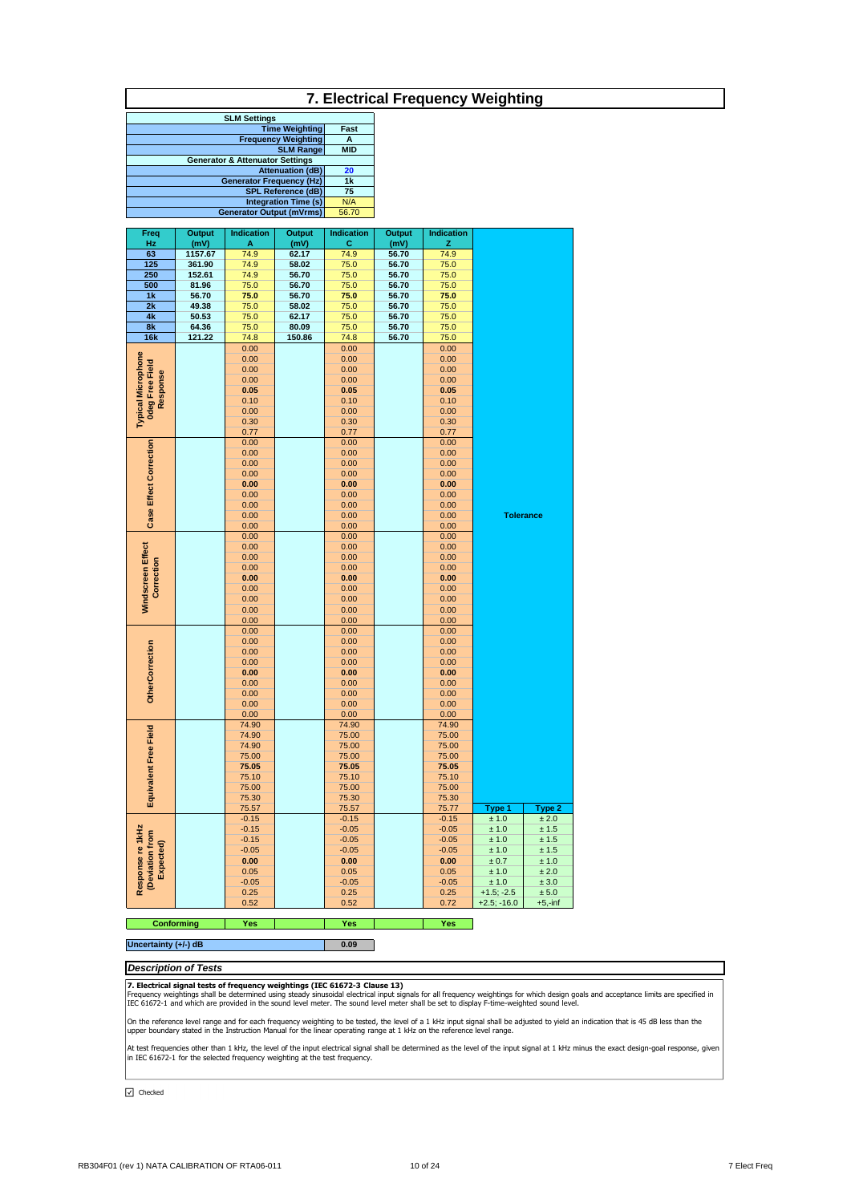# 7. Electrical Frequency Weighting

| SLM Settings | |
|---|---|
| Time Weighting | Fast |
| Frequency Weighting | A |
| SLM Range | MID |
| **Generator & Attenuator Settings** | |
| Attenuation (dB) | 20 |
| Generator Frequency (Hz) | 1k |
| SPL Reference (dB) | 75 |
| Integration Time (s) | N/A |
| Generator Output (mVrms) | 56.70 |

| Freq Hz | Output (mV) | Indication A | Output (mV) | Indication C | Output (mV) | Indication Z | | |
|---|---|---|---|---|---|---|---|---|
| 63 | 1157.67 | 74.9 | 62.17 | 74.9 | 56.70 | 74.9 | | |
| 125 | 361.90 | 74.9 | 58.02 | 75.0 | 56.70 | 75.0 | | |
| 250 | 152.61 | 74.9 | 56.70 | 75.0 | 56.70 | 75.0 | | |
| 500 | 81.96 | 75.0 | 56.70 | 75.0 | 56.70 | 75.0 | | |
| 1k | 56.70 | 75.0 | 56.70 | 75.0 | 56.70 | 75.0 | | |
| 2k | 49.38 | 75.0 | 58.02 | 75.0 | 56.70 | 75.0 | | |
| 4k | 50.53 | 75.0 | 62.17 | 75.0 | 56.70 | 75.0 | | |
| 8k | 64.36 | 75.0 | 80.09 | 75.0 | 56.70 | 75.0 | | |
| 16k | 121.22 | 74.8 | 150.86 | 74.8 | 56.70 | 75.0 | | |
| Typical Microphone 0deg Free Field Response | | 0.00 | | 0.00 | | 0.00 | | |
| | | 0.00 | | 0.00 | | 0.00 | | |
| | | 0.00 | | 0.00 | | 0.00 | | |
| | | 0.00 | | 0.00 | | 0.00 | | |
| | | 0.05 | | 0.05 | | 0.05 | | |
| | | 0.10 | | 0.10 | | 0.10 | | |
| | | 0.00 | | 0.00 | | 0.00 | | |
| | | 0.30 | | 0.30 | | 0.30 | | |
| | | 0.77 | | 0.77 | | 0.77 | | |
| Case Effect Correction | | 0.00 | | 0.00 | | 0.00 | | |
| | | 0.00 | | 0.00 | | 0.00 | | |
| | | 0.00 | | 0.00 | | 0.00 | | |
| | | 0.00 | | 0.00 | | 0.00 | | |
| | | 0.00 | | 0.00 | | 0.00 | | |
| | | 0.00 | | 0.00 | | 0.00 | | |
| | | 0.00 | | 0.00 | | 0.00 | | |
| | | 0.00 | | 0.00 | | 0.00 | Tolerance | |
| | | 0.00 | | 0.00 | | 0.00 | | |
| Windscreen Effect Correction | | 0.00 | | 0.00 | | 0.00 | | |
| | | 0.00 | | 0.00 | | 0.00 | | |
| | | 0.00 | | 0.00 | | 0.00 | | |
| | | 0.00 | | 0.00 | | 0.00 | | |
| | | 0.00 | | 0.00 | | 0.00 | | |
| | | 0.00 | | 0.00 | | 0.00 | | |
| | | 0.00 | | 0.00 | | 0.00 | | |
| | | 0.00 | | 0.00 | | 0.00 | | |
| | | 0.00 | | 0.00 | | 0.00 | | |
| OtherCorrection | | 0.00 | | 0.00 | | 0.00 | | |
| | | 0.00 | | 0.00 | | 0.00 | | |
| | | 0.00 | | 0.00 | | 0.00 | | |
| | | 0.00 | | 0.00 | | 0.00 | | |
| | | 0.00 | | 0.00 | | 0.00 | | |
| | | 0.00 | | 0.00 | | 0.00 | | |
| | | 0.00 | | 0.00 | | 0.00 | | |
| | | 0.00 | | 0.00 | | 0.00 | | |
| | | 0.00 | | 0.00 | | 0.00 | | |
| Equivalent Free Field | | 74.90 | | 74.90 | | 74.90 | | |
| | | 74.90 | | 75.00 | | 75.00 | | |
| | | 74.90 | | 75.00 | | 75.00 | | |
| | | 75.00 | | 75.00 | | 75.00 | | |
| | | 75.05 | | 75.05 | | 75.05 | | |
| | | 75.10 | | 75.10 | | 75.10 | | |
| | | 75.00 | | 75.00 | | 75.00 | | |
| | | 75.30 | | 75.30 | | 75.30 | | |
| | | 75.57 | | 75.57 | | 75.77 | Type 1 | Type 2 |
| Response re 1kHz (Deviation from Expected) | | -0.15 | | -0.15 | | -0.15 | ± 1.0 | ± 2.0 |
| | | -0.15 | | -0.05 | | -0.05 | ± 1.0 | ± 1.5 |
| | | -0.15 | | -0.05 | | -0.05 | ± 1.0 | ± 1.5 |
| | | -0.05 | | -0.05 | | -0.05 | ± 1.0 | ± 1.5 |
| | | 0.00 | | 0.00 | | 0.00 | ± 0.7 | ± 1.0 |
| | | 0.05 | | 0.05 | | 0.05 | ± 1.0 | ± 2.0 |
| | | -0.05 | | -0.05 | | -0.05 | ± 1.0 | ± 3.0 |
| | | 0.25 | | 0.25 | | 0.25 | +1.5; -2.5 | ± 5.0 |
| | | 0.52 | | 0.52 | | 0.72 | +2.5; -16.0 | +5,-inf |
| **Conforming** | | Yes | | Yes | | Yes | | |

| Uncertainty (+/-) dB | 0.09 |
|---|---|

## *Description of Tests*

**7. Electrical signal tests of frequency weightings (IEC 61672-3 Clause 13)**
Frequency weightings shall be determined using steady sinusoidal electrical input signals for all frequency weightings for which design goals and acceptance limits are specified in IEC 61672-1 and which are provided in the sound level meter. The sound level meter shall be set to display F-time-weighted sound level.

On the reference level range and for each frequency weighting to be tested, the level of a 1 kHz input signal shall be adjusted to yield an indication that is 45 dB less than the upper boundary stated in the Instruction Manual for the linear operating range at 1 kHz on the reference level range.

At test frequencies other than 1 kHz, the level of the input electrical signal shall be determined as the level of the input signal at 1 kHz minus the exact design-goal response, given in IEC 61672-1 for the selected frequency weighting at the test frequency.

☑ Checked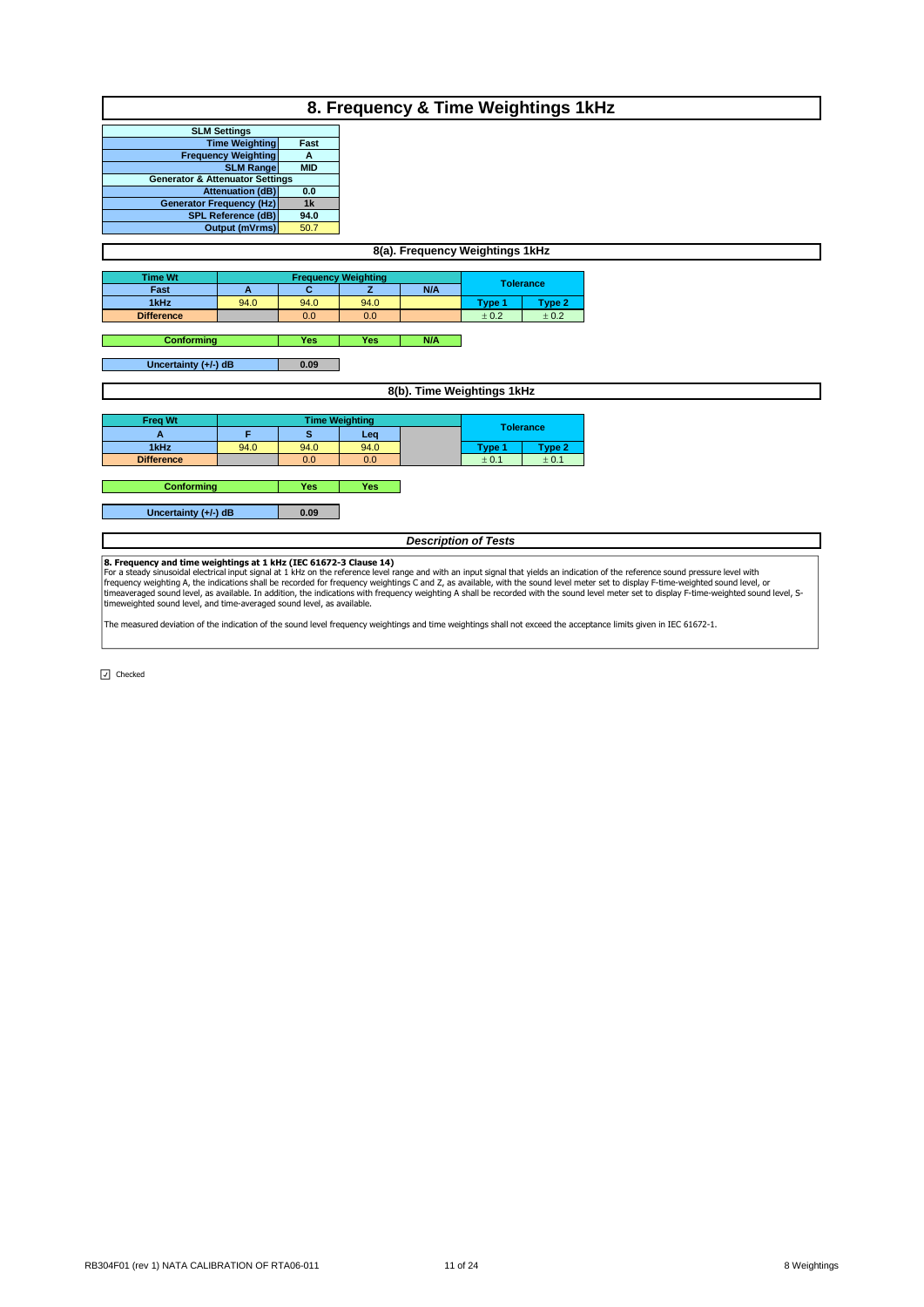# 8. Frequency & Time Weightings 1kHz

| SLM Settings | |
|---|---|
| Time Weighting | Fast |
| Frequency Weighting | A |
| SLM Range | MID |
| **Generator & Attenuator Settings** | |
| Attenuation (dB) | 0.0 |
| Generator Frequency (Hz) | 1k |
| SPL Reference (dB) | 94.0 |
| Output (mVrms) | 50.7 |

## 8(a). Frequency Weightings 1kHz

| Time Wt | Frequency Weighting | | | | Tolerance | |
|---|---|---|---|---|---|---|
| Fast | A | C | Z | N/A | | |
| 1kHz | 94.0 | 94.0 | 94.0 | | Type 1 | Type 2 |
| Difference | | 0.0 | 0.0 | | ± 0.2 | ± 0.2 |

| Conforming | Yes | Yes | N/A |
|---|---|---|---|

| Uncertainty (+/-) dB | 0.09 |
|---|---|

## 8(b). Time Weightings 1kHz

| Freq Wt | Time Weighting | | | | Tolerance | |
|---|---|---|---|---|---|---|
| A | F | S | Leq | | | |
| 1kHz | 94.0 | 94.0 | 94.0 | | Type 1 | Type 2 |
| Difference | | 0.0 | 0.0 | | ± 0.1 | ± 0.1 |

| Conforming | Yes | Yes |
|---|---|---|

| Uncertainty (+/-) dB | 0.09 |
|---|---|

## *Description of Tests*

**8. Frequency and time weightings at 1 kHz (IEC 61672-3 Clause 14)**
For a steady sinusoidal electrical input signal at 1 kHz on the reference level range and with an input signal that yields an indication of the reference sound pressure level with frequency weighting A, the indications shall be recorded for frequency weightings C and Z, as available, with the sound level meter set to display F-time-weighted sound level, or timeaveraged sound level, as available. In addition, the indications with frequency weighting A shall be recorded with the sound level meter set to display F-time-weighted sound level, S-timeweighted sound level, and time-averaged sound level, as available.

The measured deviation of the indication of the sound level frequency weightings and time weightings shall not exceed the acceptance limits given in IEC 61672-1.

☑ Checked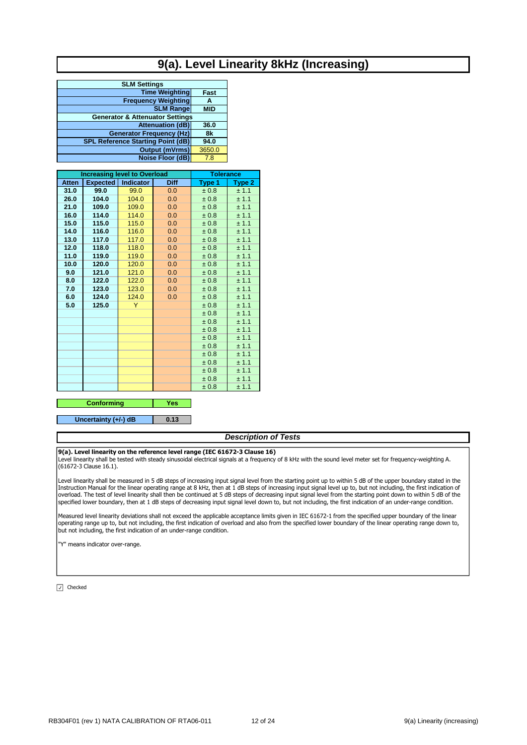# 9(a). Level Linearity 8kHz (Increasing)

| SLM Settings | |
|---|---|
| Time Weighting | Fast |
| Frequency Weighting | A |
| SLM Range | MID |
| **Generator & Attenuator Settings** | |
| Attenuation (dB) | 36.0 |
| Generator Frequency (Hz) | 8k |
| SPL Reference Starting Point (dB) | 94.0 |
| Output (mVrms) | 3650.0 |
| Noise Floor (dB) | 7.8 |

| Increasing level to Overload | | | | Tolerance | |
|---|---|---|---|---|---|
| Atten | Expected | Indicator | Diff | Type 1 | Type 2 |
| 31.0 | 99.0 | 99.0 | 0.0 | ± 0.8 | ± 1.1 |
| 26.0 | 104.0 | 104.0 | 0.0 | ± 0.8 | ± 1.1 |
| 21.0 | 109.0 | 109.0 | 0.0 | ± 0.8 | ± 1.1 |
| 16.0 | 114.0 | 114.0 | 0.0 | ± 0.8 | ± 1.1 |
| 15.0 | 115.0 | 115.0 | 0.0 | ± 0.8 | ± 1.1 |
| 14.0 | 116.0 | 116.0 | 0.0 | ± 0.8 | ± 1.1 |
| 13.0 | 117.0 | 117.0 | 0.0 | ± 0.8 | ± 1.1 |
| 12.0 | 118.0 | 118.0 | 0.0 | ± 0.8 | ± 1.1 |
| 11.0 | 119.0 | 119.0 | 0.0 | ± 0.8 | ± 1.1 |
| 10.0 | 120.0 | 120.0 | 0.0 | ± 0.8 | ± 1.1 |
| 9.0 | 121.0 | 121.0 | 0.0 | ± 0.8 | ± 1.1 |
| 8.0 | 122.0 | 122.0 | 0.0 | ± 0.8 | ± 1.1 |
| 7.0 | 123.0 | 123.0 | 0.0 | ± 0.8 | ± 1.1 |
| 6.0 | 124.0 | 124.0 | 0.0 | ± 0.8 | ± 1.1 |
| 5.0 | 125.0 | Y | | ± 0.8 | ± 1.1 |
| | | | | ± 0.8 | ± 1.1 |
| | | | | ± 0.8 | ± 1.1 |
| | | | | ± 0.8 | ± 1.1 |
| | | | | ± 0.8 | ± 1.1 |
| | | | | ± 0.8 | ± 1.1 |
| | | | | ± 0.8 | ± 1.1 |
| | | | | ± 0.8 | ± 1.1 |
| | | | | ± 0.8 | ± 1.1 |
| | | | | ± 0.8 | ± 1.1 |
| | | | | ± 0.8 | ± 1.1 |

| Conforming | Yes |
|---|---|

| Uncertainty (+/-) dB | 0.13 |
|---|---|

## *Description of Tests*

**9(a). Level linearity on the reference level range (IEC 61672-3 Clause 16)**
Level linearity shall be tested with steady sinusoidal electrical signals at a frequency of 8 kHz with the sound level meter set for frequency-weighting A. (61672-3 Clause 16.1).

Level linearity shall be measured in 5 dB steps of increasing input signal level from the starting point up to within 5 dB of the upper boundary stated in the Instruction Manual for the linear operating range at 8 kHz, then at 1 dB steps of increasing input signal level up to, but not including, the first indication of overload. The test of level linearity shall then be continued at 5 dB steps of decreasing input signal level from the starting point down to within 5 dB of the specified lower boundary, then at 1 dB steps of decreasing input signal level down to, but not including, the first indication of an under-range condition.

Measured level linearity deviations shall not exceed the applicable acceptance limits given in IEC 61672-1 from the specified upper boundary of the linear operating range up to, but not including, the first indication of overload and also from the specified lower boundary of the linear operating range down to, but not including, the first indication of an under-range condition.

"Y" means indicator over-range.

☑ Checked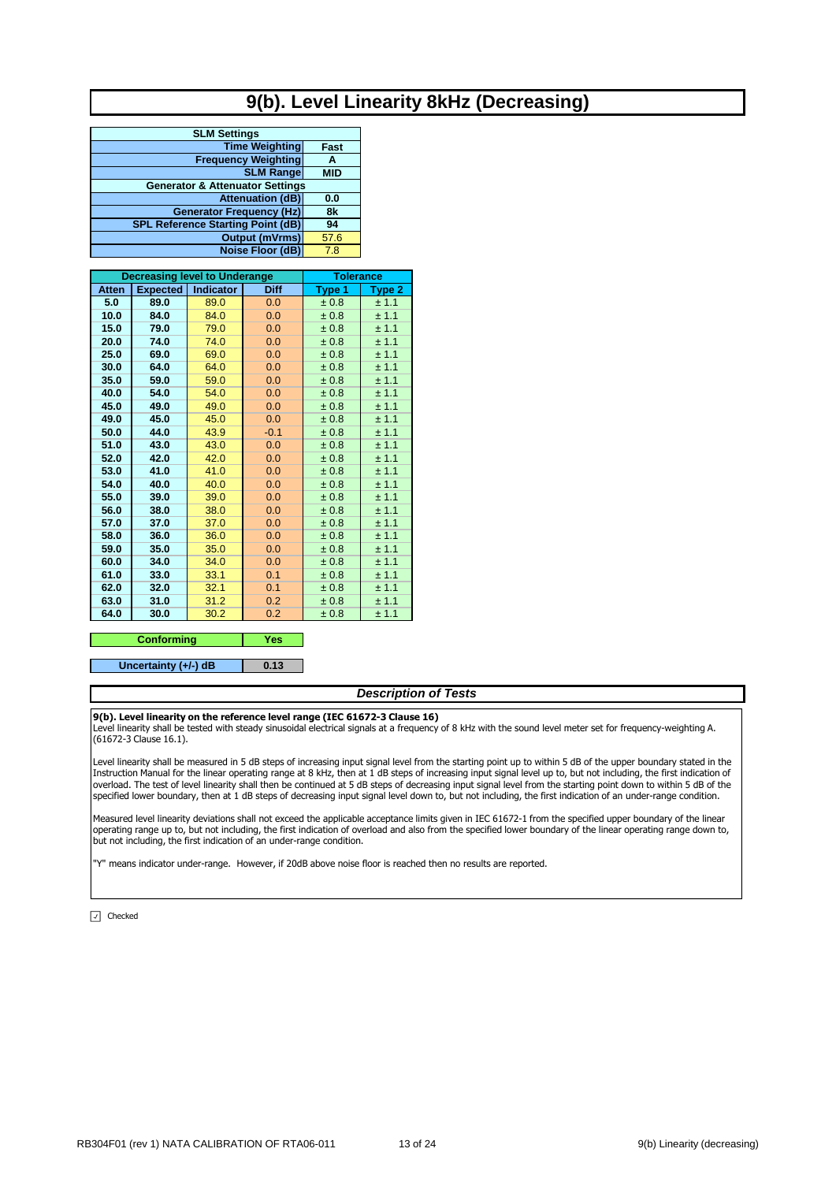# 9(b). Level Linearity 8kHz (Decreasing)

| SLM Settings | |
|---|---|
| Time Weighting | Fast |
| Frequency Weighting | A |
| SLM Range | MID |
| **Generator & Attenuator Settings** | |
| Attenuation (dB) | 0.0 |
| Generator Frequency (Hz) | 8k |
| SPL Reference Starting Point (dB) | 94 |
| Output (mVrms) | 57.6 |
| Noise Floor (dB) | 7.8 |

| Decreasing level to Underange | | | | Tolerance | |
|---|---|---|---|---|---|
| Atten | Expected | Indicator | Diff | Type 1 | Type 2 |
| 5.0 | 89.0 | 89.0 | 0.0 | ± 0.8 | ± 1.1 |
| 10.0 | 84.0 | 84.0 | 0.0 | ± 0.8 | ± 1.1 |
| 15.0 | 79.0 | 79.0 | 0.0 | ± 0.8 | ± 1.1 |
| 20.0 | 74.0 | 74.0 | 0.0 | ± 0.8 | ± 1.1 |
| 25.0 | 69.0 | 69.0 | 0.0 | ± 0.8 | ± 1.1 |
| 30.0 | 64.0 | 64.0 | 0.0 | ± 0.8 | ± 1.1 |
| 35.0 | 59.0 | 59.0 | 0.0 | ± 0.8 | ± 1.1 |
| 40.0 | 54.0 | 54.0 | 0.0 | ± 0.8 | ± 1.1 |
| 45.0 | 49.0 | 49.0 | 0.0 | ± 0.8 | ± 1.1 |
| 49.0 | 45.0 | 45.0 | 0.0 | ± 0.8 | ± 1.1 |
| 50.0 | 44.0 | 43.9 | -0.1 | ± 0.8 | ± 1.1 |
| 51.0 | 43.0 | 43.0 | 0.0 | ± 0.8 | ± 1.1 |
| 52.0 | 42.0 | 42.0 | 0.0 | ± 0.8 | ± 1.1 |
| 53.0 | 41.0 | 41.0 | 0.0 | ± 0.8 | ± 1.1 |
| 54.0 | 40.0 | 40.0 | 0.0 | ± 0.8 | ± 1.1 |
| 55.0 | 39.0 | 39.0 | 0.0 | ± 0.8 | ± 1.1 |
| 56.0 | 38.0 | 38.0 | 0.0 | ± 0.8 | ± 1.1 |
| 57.0 | 37.0 | 37.0 | 0.0 | ± 0.8 | ± 1.1 |
| 58.0 | 36.0 | 36.0 | 0.0 | ± 0.8 | ± 1.1 |
| 59.0 | 35.0 | 35.0 | 0.0 | ± 0.8 | ± 1.1 |
| 60.0 | 34.0 | 34.0 | 0.0 | ± 0.8 | ± 1.1 |
| 61.0 | 33.0 | 33.1 | 0.1 | ± 0.8 | ± 1.1 |
| 62.0 | 32.0 | 32.1 | 0.1 | ± 0.8 | ± 1.1 |
| 63.0 | 31.0 | 31.2 | 0.2 | ± 0.8 | ± 1.1 |
| 64.0 | 30.0 | 30.2 | 0.2 | ± 0.8 | ± 1.1 |

| Conforming | Yes |
|---|---|

| Uncertainty (+/-) dB | 0.13 |
|---|---|

## *Description of Tests*

**9(b). Level linearity on the reference level range (IEC 61672-3 Clause 16)**
Level linearity shall be tested with steady sinusoidal electrical signals at a frequency of 8 kHz with the sound level meter set for frequency-weighting A. (61672-3 Clause 16.1).

Level linearity shall be measured in 5 dB steps of increasing input signal level from the starting point up to within 5 dB of the upper boundary stated in the Instruction Manual for the linear operating range at 8 kHz, then at 1 dB steps of increasing input signal level up to, but not including, the first indication of overload. The test of level linearity shall then be continued at 5 dB steps of decreasing input signal level from the starting point down to within 5 dB of the specified lower boundary, then at 1 dB steps of decreasing input signal level down to, but not including, the first indication of an under-range condition.

Measured level linearity deviations shall not exceed the applicable acceptance limits given in IEC 61672-1 from the specified upper boundary of the linear operating range up to, but not including, the first indication of overload and also from the specified lower boundary of the linear operating range down to, but not including, the first indication of an under-range condition.

"Y" means indicator under-range. However, if 20dB above noise floor is reached then no results are reported.

☑ Checked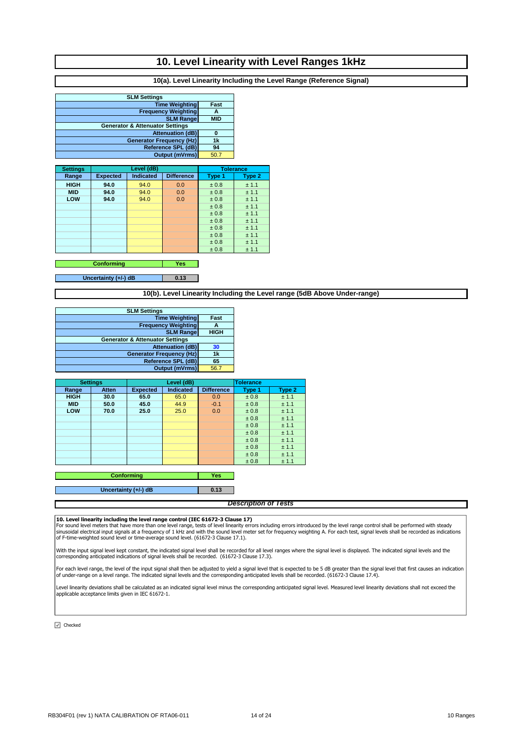# 10. Level Linearity with Level Ranges 1kHz

## 10(a). Level Linearity Including the Level Range (Reference Signal)

| SLM Settings | |
|---|---|
| Time Weighting | Fast |
| Frequency Weighting | A |
| SLM Range | MID |
| **Generator & Attenuator Settings** | |
| Attenuation (dB) | 0 |
| Generator Frequency (Hz) | 1k |
| Reference SPL (dB) | 94 |
| Output (mVrms) | 50.7 |

| Settings | Level (dB) | | | Tolerance | |
|---|---|---|---|---|---|
| Range | Expected | Indicated | Difference | Type 1 | Type 2 |
| HIGH | 94.0 | 94.0 | 0.0 | ± 0.8 | ± 1.1 |
| MID | 94.0 | 94.0 | 0.0 | ± 0.8 | ± 1.1 |
| LOW | 94.0 | 94.0 | 0.0 | ± 0.8 | ± 1.1 |
| | | | | ± 0.8 | ± 1.1 |
| | | | | ± 0.8 | ± 1.1 |
| | | | | ± 0.8 | ± 1.1 |
| | | | | ± 0.8 | ± 1.1 |
| | | | | ± 0.8 | ± 1.1 |
| | | | | ± 0.8 | ± 1.1 |
| | | | | ± 0.8 | ± 1.1 |

| Conforming | Yes |
|---|---|

| Uncertainty (+/-) dB | 0.13 |
|---|---|

## 10(b). Level Linearity Including the Level range (5dB Above Under-range)

| SLM Settings | |
|---|---|
| Time Weighting | Fast |
| Frequency Weighting | A |
| SLM Range | HIGH |
| **Generator & Attenuator Settings** | |
| Attenuation (dB) | 30 |
| Generator Frequency (Hz) | 1k |
| Reference SPL (dB) | 65 |
| Output (mVrms) | 56.7 |

| Settings | | Level (dB) | | | Tolerance | |
|---|---|---|---|---|---|---|
| Range | Atten | Expected | Indicated | Difference | Type 1 | Type 2 |
| HIGH | 30.0 | 65.0 | 65.0 | 0.0 | ± 0.8 | ± 1.1 |
| MID | 50.0 | 45.0 | 44.9 | -0.1 | ± 0.8 | ± 1.1 |
| LOW | 70.0 | 25.0 | 25.0 | 0.0 | ± 0.8 | ± 1.1 |
| | | | | | ± 0.8 | ± 1.1 |
| | | | | | ± 0.8 | ± 1.1 |
| | | | | | ± 0.8 | ± 1.1 |
| | | | | | ± 0.8 | ± 1.1 |
| | | | | | ± 0.8 | ± 1.1 |
| | | | | | ± 0.8 | ± 1.1 |
| | | | | | ± 0.8 | ± 1.1 |

| Conforming | Yes |
|---|---|

| Uncertainty (+/-) dB | 0.13 |
|---|---|

### *Description of Tests*

**10. Level linearity including the level range control (IEC 61672-3 Clause 17)**
For sound level meters that have more than one level range, tests of level linearity errors including errors introduced by the level range control shall be performed with steady sinusoidal electrical input signals at a frequency of 1 kHz and with the sound level meter set for frequency weighting A. For each test, signal levels shall be recorded as indications of F-time-weighted sound level or time-average sound level. (61672-3 Clause 17.1).

With the input signal level kept constant, the indicated signal level shall be recorded for all level ranges where the signal level is displayed. The indicated signal levels and the corresponding anticipated indications of signal levels shall be recorded. (61672-3 Clause 17.3).

For each level range, the level of the input signal shall then be adjusted to yield a signal level that is expected to be 5 dB greater than the signal level that first causes an indication of under-range on a level range. The indicated signal levels and the corresponding anticipated levels shall be recorded. (61672-3 Clause 17.4).

Level linearity deviations shall be calculated as an indicated signal level minus the corresponding anticipated signal level. Measured level linearity deviations shall not exceed the applicable acceptance limits given in IEC 61672-1.

☑ Checked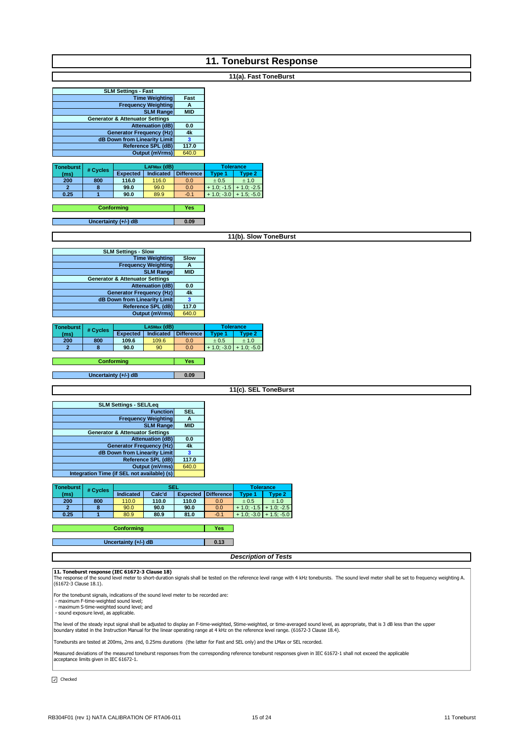# 11. Toneburst Response

## 11(a). Fast ToneBurst

| SLM Settings - Fast | |
|---|---|
| Time Weighting | Fast |
| Frequency Weighting | A |
| SLM Range | MID |
| Generator & Attenuator Settings | |
| Attenuation (dB) | 0.0 |
| Generator Frequency (Hz) | 4k |
| dB Down from Linearity Limit | 3 |
| Reference SPL (dB) | 117.0 |
| Output (mVrms) | 640.0 |

| Toneburst (ms) | # Cycles | LAFMax (dB) | | | Tolerance | |
|---|---|---|---|---|---|---|
| | | Expected | Indicated | Difference | Type 1 | Type 2 |
| 200 | 800 | 116.0 | 116.0 | 0.0 | ± 0.5 | ± 1.0 |
| 2 | 8 | 99.0 | 99.0 | 0.0 | + 1.0; -1.5 | + 1.0; -2.5 |
| 0.25 | 1 | 90.0 | 89.9 | -0.1 | + 1.0; -3.0 | + 1.5; -5.0 |

| Conforming | Yes |
|---|---|

| Uncertainty (+/-) dB | 0.09 |
|---|---|

## 11(b). Slow ToneBurst

| SLM Settings - Slow | |
|---|---|
| Time Weighting | Slow |
| Frequency Weighting | A |
| SLM Range | MID |
| Generator & Attenuator Settings | |
| Attenuation (dB) | 0.0 |
| Generator Frequency (Hz) | 4k |
| dB Down from Linearity Limit | 3 |
| Reference SPL (dB) | 117.0 |
| Output (mVrms) | 640.0 |

| Toneburst (ms) | # Cycles | LASMax (dB) | | | Tolerance | |
|---|---|---|---|---|---|---|
| | | Expected | Indicated | Difference | Type 1 | Type 2 |
| 200 | 800 | 109.6 | 109.6 | 0.0 | ± 0.5 | ± 1.0 |
| 2 | 8 | 90.0 | 90 | 0.0 | + 1.0; -3.0 | + 1.0; -5.0 |

| Conforming | Yes |
|---|---|

| Uncertainty (+/-) dB | 0.09 |
|---|---|

## 11(c). SEL ToneBurst

| SLM Settings - SEL/Leq | |
|---|---|
| Function | SEL |
| Frequency Weighting | A |
| SLM Range | MID |
| Generator & Attenuator Settings | |
| Attenuation (dB) | 0.0 |
| Generator Frequency (Hz) | 4k |
| dB Down from Linearity Limit | 3 |
| Reference SPL (dB) | 117.0 |
| Output (mVrms) | 640.0 |
| Integration Time (if SEL not available) (s) | |

| Toneburst (ms) | # Cycles | SEL | | | | Tolerance | |
|---|---|---|---|---|---|---|---|
| | | Indicated | Calc'd | Expected | Difference | Type 1 | Type 2 |
| 200 | 800 | 110.0 | 110.0 | 110.0 | 0.0 | ± 0.5 | ± 1.0 |
| 2 | 8 | 90.0 | 90.0 | 90.0 | 0.0 | + 1.0; -1.5 | + 1.0; -2.5 |
| 0.25 | 1 | 80.9 | 80.9 | 81.0 | -0.1 | + 1.0; -3.0 | + 1.5; -5.0 |

| Conforming | Yes |
|---|---|

| Uncertainty (+/-) dB | 0.13 |
|---|---|

## *Description of Tests*

**11. Toneburst response (IEC 61672-3 Clause 18)**
The response of the sound level meter to short-duration signals shall be tested on the reference level range with 4 kHz tonebursts. The sound level meter shall be set to frequency weighting A. (61672-3 Clause 18.1).

For the toneburst signals, indications of the sound level meter to be recorded are:
- maximum F-time-weighted sound level;
- maximum S-time-weighted sound level; and
- sound exposure level, as applicable.

The level of the steady input signal shall be adjusted to display an F-time-weighted, Stime-weighted, or time-averaged sound level, as appropriate, that is 3 dB less than the upper boundary stated in the Instruction Manual for the linear operating range at 4 kHz on the reference level range. (61672-3 Clause 18.4).

Tonebursts are tested at 200ms, 2ms and, 0.25ms durations (the latter for Fast and SEL only) and the LMax or SEL recorded.

Measured deviations of the measured toneburst responses from the corresponding reference toneburst responses given in IEC 61672-1 shall not exceed the applicable acceptance limits given in IEC 61672-1.

☑ Checked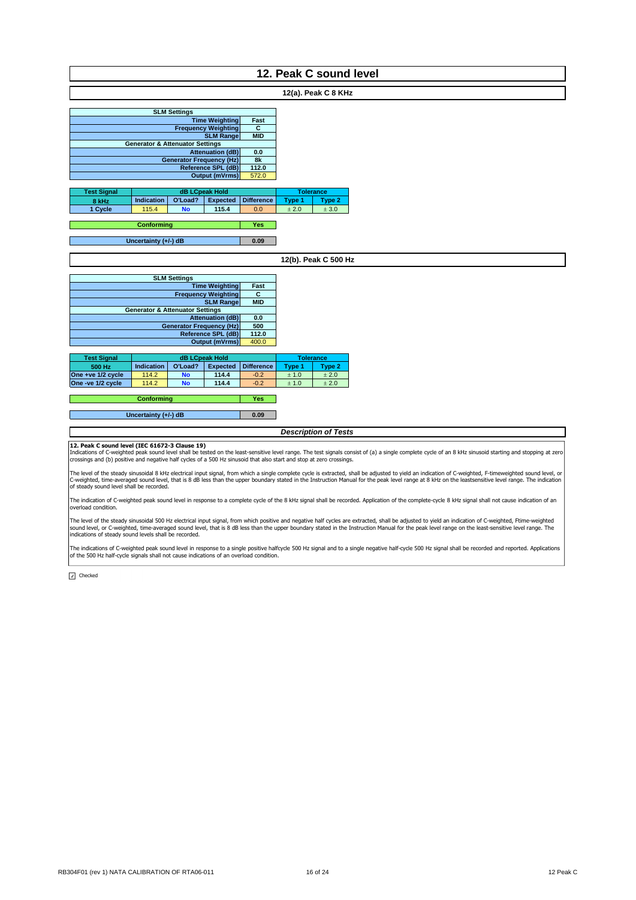# 12. Peak C sound level

## 12(a). Peak C 8 KHz

| SLM Settings | |
|---|---|
| Time Weighting | Fast |
| Frequency Weighting | C |
| SLM Range | MID |
| **Generator & Attenuator Settings** | |
| Attenuation (dB) | 0.0 |
| Generator Frequency (Hz) | 8k |
| Reference SPL (dB) | 112.0 |
| Output (mVrms) | 572.0 |

| Test Signal | dB LCpeak Hold | | | | Tolerance | |
|---|---|---|---|---|---|---|
| 8 kHz | Indication | O'Load? | Expected | Difference | Type 1 | Type 2 |
| 1 Cycle | 115.4 | No | 115.4 | 0.0 | ± 2.0 | ± 3.0 |

| Conforming | Yes |
|---|---|

| Uncertainty (+/-) dB | 0.09 |
|---|---|

## 12(b). Peak C 500 Hz

| SLM Settings | |
|---|---|
| Time Weighting | Fast |
| Frequency Weighting | C |
| SLM Range | MID |
| **Generator & Attenuator Settings** | |
| Attenuation (dB) | 0.0 |
| Generator Frequency (Hz) | 500 |
| Reference SPL (dB) | 112.0 |
| Output (mVrms) | 400.0 |

| Test Signal | dB LCpeak Hold | | | | Tolerance | |
|---|---|---|---|---|---|---|
| 500 Hz | Indication | O'Load? | Expected | Difference | Type 1 | Type 2 |
| One +ve 1/2 cycle | 114.2 | No | 114.4 | -0.2 | ± 1.0 | ± 2.0 |
| One -ve 1/2 cycle | 114.2 | No | 114.4 | -0.2 | ± 1.0 | ± 2.0 |

| Conforming | Yes |
|---|---|

| Uncertainty (+/-) dB | 0.09 |
|---|---|

## *Description of Tests*

**12. Peak C sound level (IEC 61672-3 Clause 19)**
Indications of C-weighted peak sound level shall be tested on the least-sensitive level range. The test signals consist of (a) a single complete cycle of an 8 kHz sinusoid starting and stopping at zero crossings and (b) positive and negative half cycles of a 500 Hz sinusoid that also start and stop at zero crossings.

The level of the steady sinusoidal 8 kHz electrical input signal, from which a single complete cycle is extracted, shall be adjusted to yield an indication of C-weighted, F-timeweighted sound level, or C-weighted, time-averaged sound level, that is 8 dB less than the upper boundary stated in the Instruction Manual for the peak level range at 8 kHz on the leastsensitive level range. The indication of steady sound level shall be recorded.

The indication of C-weighted peak sound level in response to a complete cycle of the 8 kHz signal shall be recorded. Application of the complete-cycle 8 kHz signal shall not cause indication of an overload condition.

The level of the steady sinusoidal 500 Hz electrical input signal, from which positive and negative half cycles are extracted, shall be adjusted to yield an indication of C-weighted, Ftime-weighted sound level, or C-weighted, time-averaged sound level, that is 8 dB less than the upper boundary stated in the Instruction Manual for the peak level range on the least-sensitive level range. The indications of steady sound levels shall be recorded.

The indications of C-weighted peak sound level in response to a single positive halfcycle 500 Hz signal and to a single negative half-cycle 500 Hz signal shall be recorded and reported. Applications of the 500 Hz half-cycle signals shall not cause indications of an overload condition.

☑ Checked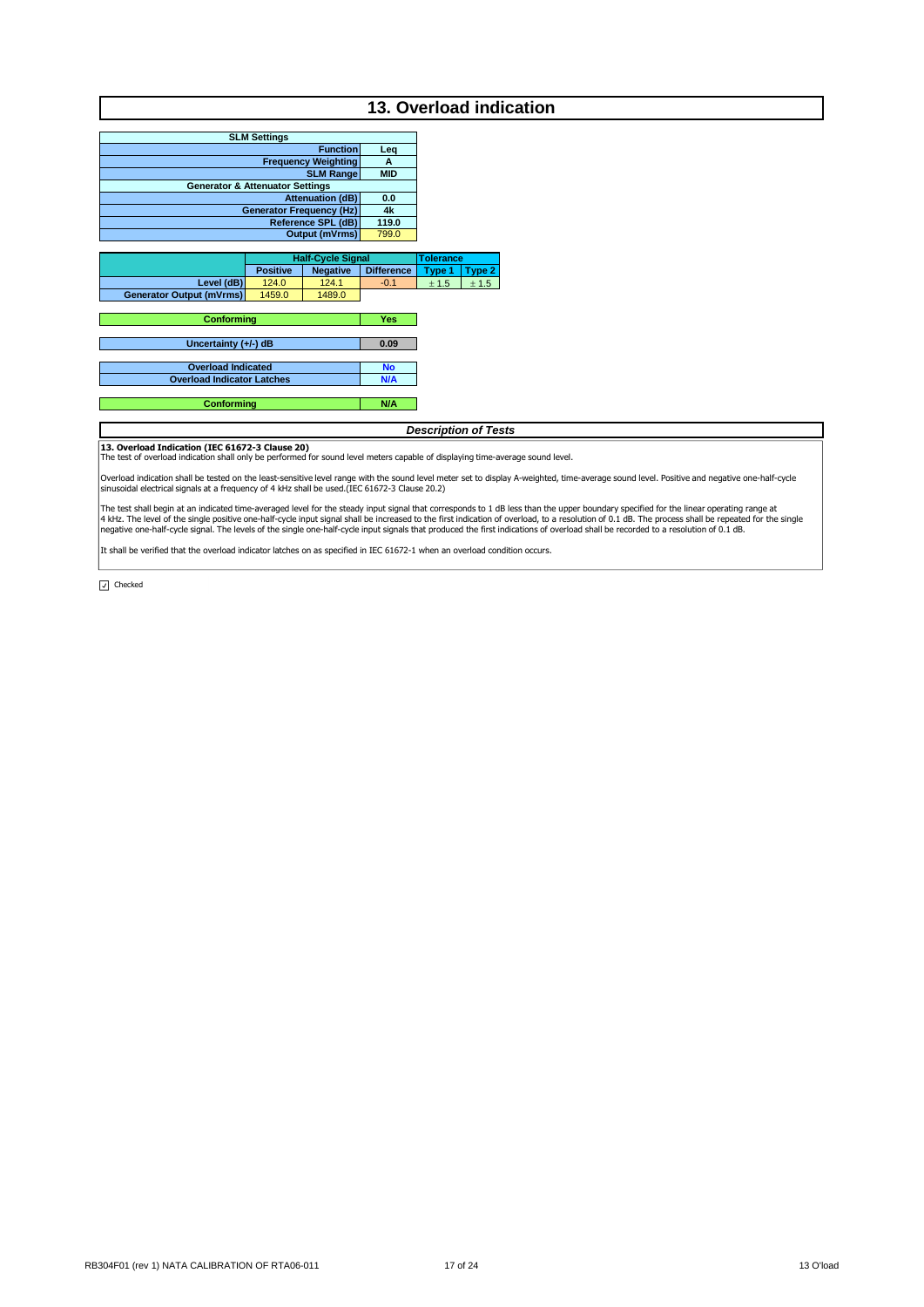# 13. Overload indication

| SLM Settings | |
|---|---|
| Function | Leq |
| Frequency Weighting | A |
| SLM Range | MID |
| **Generator & Attenuator Settings** | |
| Attenuation (dB) | 0.0 |
| Generator Frequency (Hz) | 4k |
| Reference SPL (dB) | 119.0 |
| Output (mVrms) | 799.0 |

| | Half-Cycle Signal | | | Tolerance | |
|---|---|---|---|---|---|
| | Positive | Negative | Difference | Type 1 | Type 2 |
| Level (dB) | 124.0 | 124.1 | -0.1 | ± 1.5 | ± 1.5 |
| Generator Output (mVrms) | 1459.0 | 1489.0 | | | |

| | |
|---|---|
| Conforming | Yes |
| Uncertainty (+/-) dB | 0.09 |
| Overload Indicated | No |
| Overload Indicator Latches | N/A |
| Conforming | N/A |

## *Description of Tests*

**13. Overload Indication (IEC 61672-3 Clause 20)**
The test of overload indication shall only be performed for sound level meters capable of displaying time-average sound level.

Overload indication shall be tested on the least-sensitive level range with the sound level meter set to display A-weighted, time-average sound level. Positive and negative one-half-cycle sinusoidal electrical signals at a frequency of 4 kHz shall be used.(IEC 61672-3 Clause 20.2)

The test shall begin at an indicated time-averaged level for the steady input signal that corresponds to 1 dB less than the upper boundary specified for the linear operating range at 4 kHz. The level of the single positive one-half-cycle input signal shall be increased to the first indication of overload, to a resolution of 0.1 dB. The process shall be repeated for the single negative one-half-cycle signal. The levels of the single one-half-cycle input signals that produced the first indications of overload shall be recorded to a resolution of 0.1 dB.

It shall be verified that the overload indicator latches on as specified in IEC 61672-1 when an overload condition occurs.

☑ Checked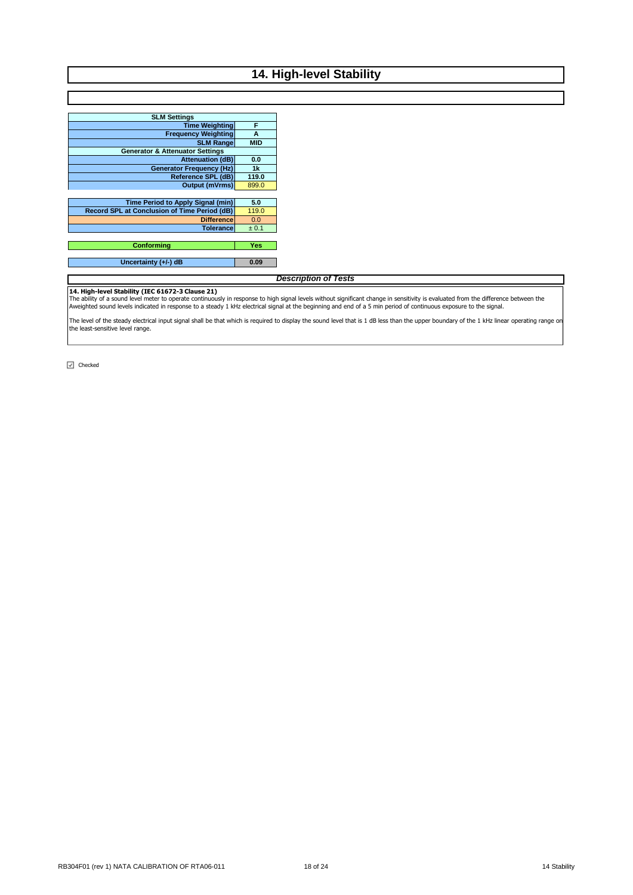# 14. High-level Stability

| SLM Settings | |
|---|---|
| Time Weighting | F |
| Frequency Weighting | A |
| SLM Range | MID |
| **Generator & Attenuator Settings** | |
| Attenuation (dB) | 0.0 |
| Generator Frequency (Hz) | 1k |
| Reference SPL (dB) | 119.0 |
| Output (mVrms) | 899.0 |

| | |
|---|---|
| Time Period to Apply Signal (min) | 5.0 |
| Record SPL at Conclusion of Time Period (dB) | 119.0 |
| Difference | 0.0 |
| Tolerance | ± 0.1 |

| | |
|---|---|
| Conforming | Yes |

| | |
|---|---|
| Uncertainty (+/-) dB | 0.09 |

*Description of Tests*

**14. High-level Stability (IEC 61672-3 Clause 21)**
The ability of a sound level meter to operate continuously in response to high signal levels without significant change in sensitivity is evaluated from the difference between the Aweighted sound levels indicated in response to a steady 1 kHz electrical signal at the beginning and end of a 5 min period of continuous exposure to the signal.

The level of the steady electrical input signal shall be that which is required to display the sound level that is 1 dB less than the upper boundary of the 1 kHz linear operating range on the least-sensitive level range.

☑ Checked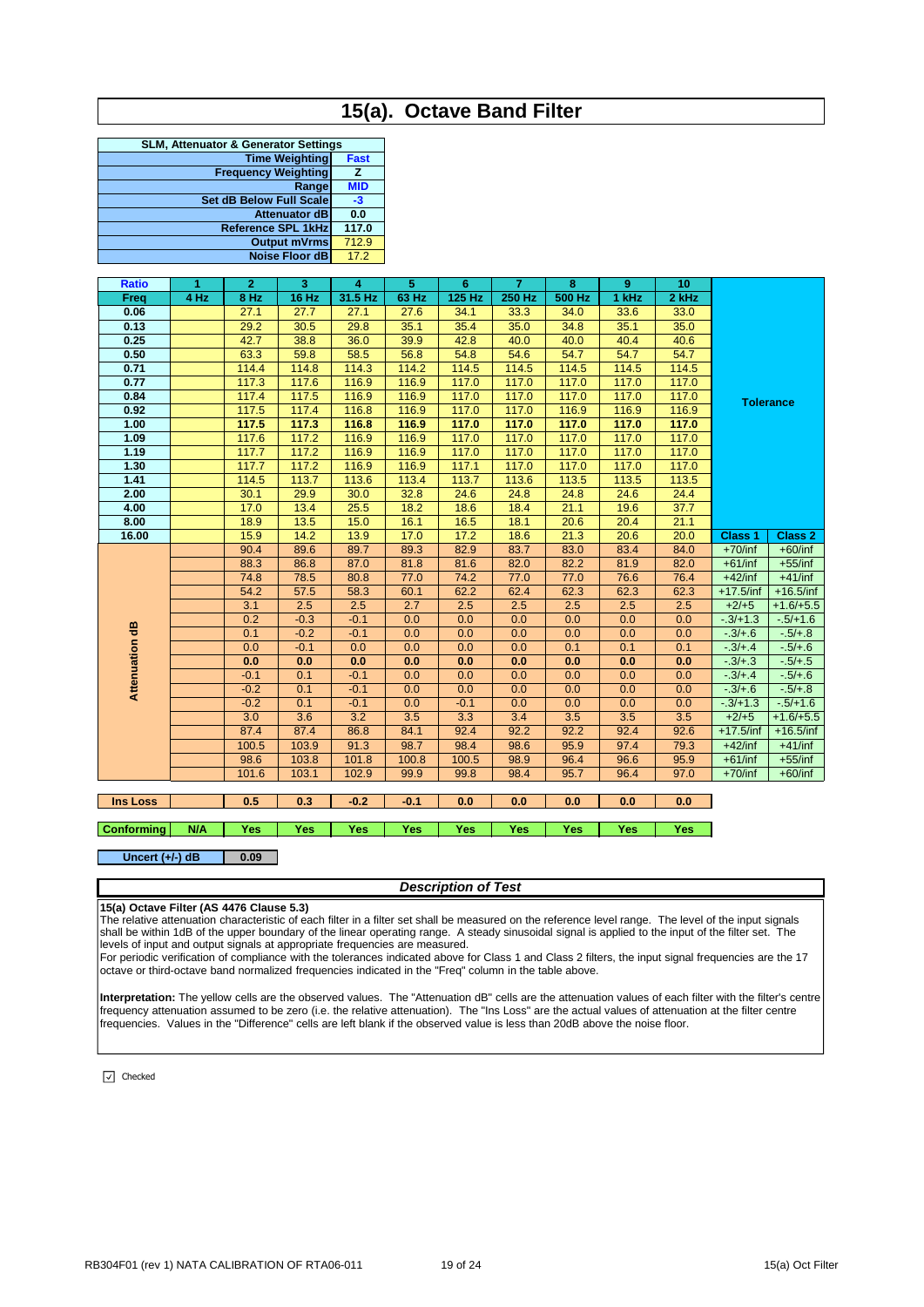# 15(a). Octave Band Filter

| SLM, Attenuator & Generator Settings | |
|---|---|
| Time Weighting | Fast |
| Frequency Weighting | Z |
| Range | MID |
| Set dB Below Full Scale | -3 |
| Attenuator dB | 0.0 |
| Reference SPL 1kHz | 117.0 |
| Output mVrms | 712.9 |
| Noise Floor dB | 17.2 |

| Ratio | 1 | 2 | 3 | 4 | 5 | 6 | 7 | 8 | 9 | 10 | | |
|---|---|---|---|---|---|---|---|---|---|---|---|---|
| Freq | 4 Hz | 8 Hz | 16 Hz | 31.5 Hz | 63 Hz | 125 Hz | 250 Hz | 500 Hz | 1 kHz | 2 kHz | Tolerance | |
| 0.06 | | 27.1 | 27.7 | 27.1 | 27.6 | 34.1 | 33.3 | 34.0 | 33.6 | 33.0 | | |
| 0.13 | | 29.2 | 30.5 | 29.8 | 35.1 | 35.4 | 35.0 | 34.8 | 35.1 | 35.0 | | |
| 0.25 | | 42.7 | 38.8 | 36.0 | 39.9 | 42.8 | 40.0 | 40.0 | 40.4 | 40.6 | | |
| 0.50 | | 63.3 | 59.8 | 58.5 | 56.8 | 54.8 | 54.6 | 54.7 | 54.7 | 54.7 | | |
| 0.71 | | 114.4 | 114.8 | 114.3 | 114.2 | 114.5 | 114.5 | 114.5 | 114.5 | 114.5 | | |
| 0.77 | | 117.3 | 117.6 | 116.9 | 116.9 | 117.0 | 117.0 | 117.0 | 117.0 | 117.0 | | |
| 0.84 | | 117.4 | 117.5 | 116.9 | 116.9 | 117.0 | 117.0 | 117.0 | 117.0 | 117.0 | | |
| 0.92 | | 117.5 | 117.4 | 116.8 | 116.9 | 117.0 | 117.0 | 116.9 | 116.9 | 116.9 | | |
| **1.00** | | **117.5** | **117.3** | **116.8** | **116.9** | **117.0** | **117.0** | **117.0** | **117.0** | **117.0** | | |
| 1.09 | | 117.6 | 117.2 | 116.9 | 116.9 | 117.0 | 117.0 | 117.0 | 117.0 | 117.0 | | |
| 1.19 | | 117.7 | 117.2 | 116.9 | 116.9 | 117.0 | 117.0 | 117.0 | 117.0 | 117.0 | | |
| 1.30 | | 117.7 | 117.2 | 116.9 | 116.9 | 117.1 | 117.0 | 117.0 | 117.0 | 117.0 | | |
| 1.41 | | 114.5 | 113.7 | 113.6 | 113.4 | 113.7 | 113.6 | 113.5 | 113.5 | 113.5 | | |
| 2.00 | | 30.1 | 29.9 | 30.0 | 32.8 | 24.6 | 24.8 | 24.8 | 24.6 | 24.4 | | |
| 4.00 | | 17.0 | 13.4 | 25.5 | 18.2 | 18.6 | 18.4 | 21.1 | 19.6 | 37.7 | | |
| 8.00 | | 18.9 | 13.5 | 15.0 | 16.1 | 16.5 | 18.1 | 20.6 | 20.4 | 21.1 | | |
| 16.00 | | 15.9 | 14.2 | 13.9 | 17.0 | 17.2 | 18.6 | 21.3 | 20.6 | 20.0 | Class 1 | Class 2 |
| Attenuation dB | | 90.4 | 89.6 | 89.7 | 89.3 | 82.9 | 83.7 | 83.0 | 83.4 | 84.0 | +70/inf | +60/inf |
| | | 88.3 | 86.8 | 87.0 | 81.8 | 81.6 | 82.0 | 82.2 | 81.9 | 82.0 | +61/inf | +55/inf |
| | | 74.8 | 78.5 | 80.8 | 77.0 | 74.2 | 77.0 | 77.0 | 76.6 | 76.4 | +42/inf | +41/inf |
| | | 54.2 | 57.5 | 58.3 | 60.1 | 62.2 | 62.4 | 62.3 | 62.3 | 62.3 | +17.5/inf | +16.5/inf |
| | | 3.1 | 2.5 | 2.5 | 2.7 | 2.5 | 2.5 | 2.5 | 2.5 | 2.5 | +2/+5 | +1.6/+5.5 |
| | | 0.2 | -0.3 | -0.1 | 0.0 | 0.0 | 0.0 | 0.0 | 0.0 | 0.0 | -.3/+1.3 | -.5/+1.6 |
| | | 0.1 | -0.2 | -0.1 | 0.0 | 0.0 | 0.0 | 0.0 | 0.0 | 0.0 | -.3/+.6 | -.5/+.8 |
| | | 0.0 | -0.1 | 0.0 | 0.0 | 0.0 | 0.0 | 0.1 | 0.1 | 0.1 | -.3/+.4 | -.5/+.6 |
| | | **0.0** | **0.0** | **0.0** | **0.0** | **0.0** | **0.0** | **0.0** | **0.0** | **0.0** | -.3/+.3 | -.5/+.5 |
| | | -0.1 | 0.1 | -0.1 | 0.0 | 0.0 | 0.0 | 0.0 | 0.0 | 0.0 | -.3/+.4 | -.5/+.6 |
| | | -0.2 | 0.1 | -0.1 | 0.0 | 0.0 | 0.0 | 0.0 | 0.0 | 0.0 | -.3/+.6 | -.5/+.8 |
| | | -0.2 | 0.1 | -0.1 | 0.0 | -0.1 | 0.0 | 0.0 | 0.0 | 0.0 | -.3/+1.3 | -.5/+1.6 |
| | | 3.0 | 3.6 | 3.2 | 3.5 | 3.3 | 3.4 | 3.5 | 3.5 | 3.5 | +2/+5 | +1.6/+5.5 |
| | | 87.4 | 87.4 | 86.8 | 84.1 | 92.4 | 92.2 | 92.2 | 92.4 | 92.6 | +17.5/inf | +16.5/inf |
| | | 100.5 | 103.9 | 91.3 | 98.7 | 98.4 | 98.6 | 95.9 | 97.4 | 79.3 | +42/inf | +41/inf |
| | | 98.6 | 103.8 | 101.8 | 100.8 | 100.5 | 98.9 | 96.4 | 96.6 | 95.9 | +61/inf | +55/inf |
| | | 101.6 | 103.1 | 102.9 | 99.9 | 99.8 | 98.4 | 95.7 | 96.4 | 97.0 | +70/inf | +60/inf |
| Ins Loss | | 0.5 | 0.3 | -0.2 | -0.1 | 0.0 | 0.0 | 0.0 | 0.0 | 0.0 | | |
| Conforming | N/A | Yes | Yes | Yes | Yes | Yes | Yes | Yes | Yes | Yes | | |

| Uncert (+/-) dB | 0.09 |
|---|---|

## *Description of Test*

**15(a) Octave Filter (AS 4476 Clause 5.3)**

The relative attenuation characteristic of each filter in a filter set shall be measured on the reference level range. The level of the input signals shall be within 1dB of the upper boundary of the linear operating range. A steady sinusoidal signal is applied to the input of the filter set. The levels of input and output signals at appropriate frequencies are measured.

For periodic verification of compliance with the tolerances indicated above for Class 1 and Class 2 filters, the input signal frequencies are the 17 octave or third-octave band normalized frequencies indicated in the "Freq" column in the table above.

**Interpretation:** The yellow cells are the observed values. The "Attenuation dB" cells are the attenuation values of each filter with the filter's centre frequency attenuation assumed to be zero (i.e. the relative attenuation). The "Ins Loss" are the actual values of attenuation at the filter centre frequencies. Values in the "Difference" cells are left blank if the observed value is less than 20dB above the noise floor.

☑ Checked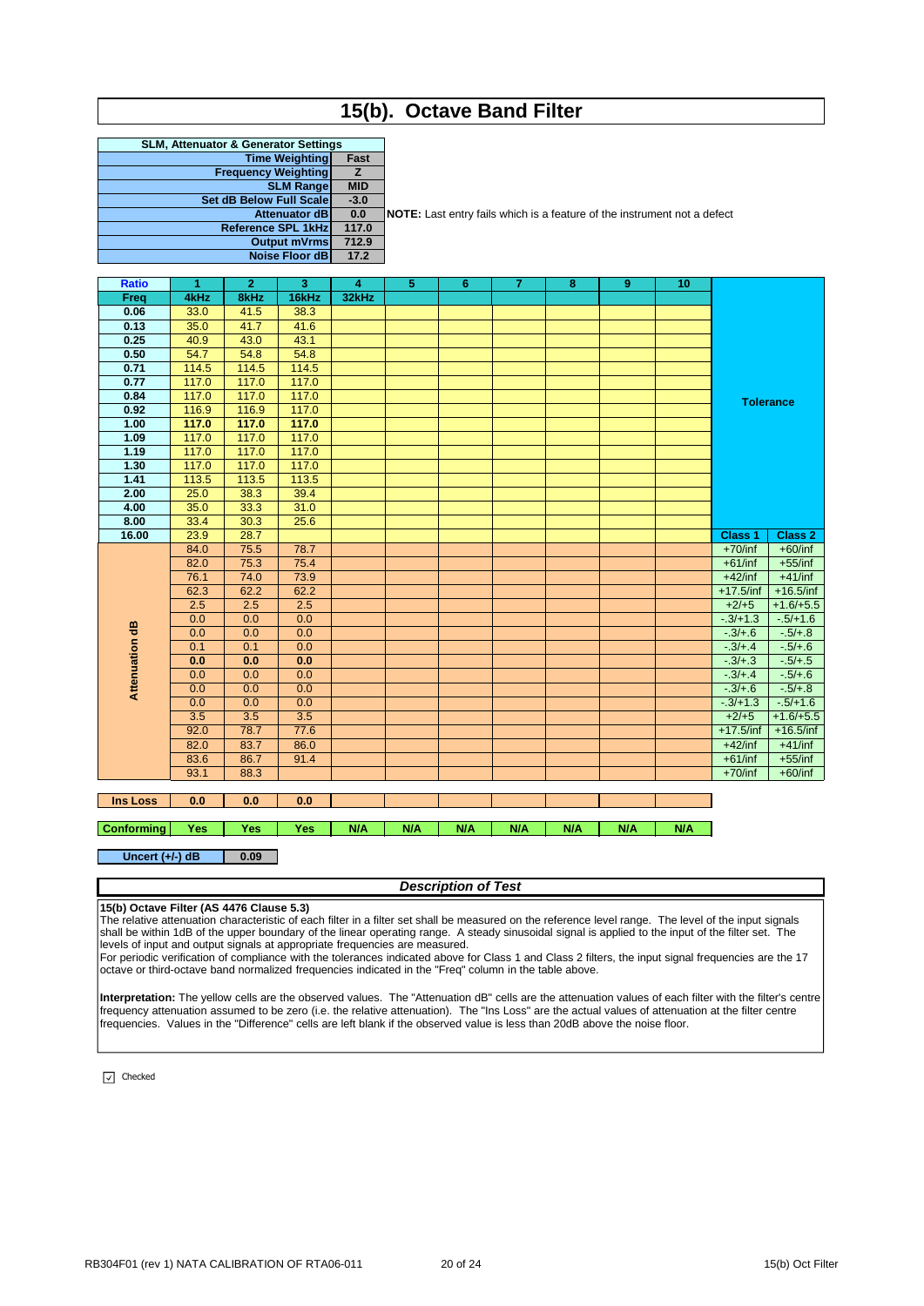# 15(b). Octave Band Filter

| SLM, Attenuator & Generator Settings | |
|---|---|
| Time Weighting | Fast |
| Frequency Weighting | Z |
| SLM Range | MID |
| Set dB Below Full Scale | -3.0 |
| Attenuator dB | 0.0 |
| Reference SPL 1kHz | 117.0 |
| Output mVrms | 712.9 |
| Noise Floor dB | 17.2 |

**NOTE:** Last entry fails which is a feature of the instrument not a defect

| Ratio | 1 | 2 | 3 | 4 | 5 | 6 | 7 | 8 | 9 | 10 | Tolerance | |
|---|---|---|---|---|---|---|---|---|---|---|---|---|
| Freq | 4kHz | 8kHz | 16kHz | 32kHz | | | | | | | | |
| 0.06 | 33.0 | 41.5 | 38.3 | | | | | | | | | |
| 0.13 | 35.0 | 41.7 | 41.6 | | | | | | | | | |
| 0.25 | 40.9 | 43.0 | 43.1 | | | | | | | | | |
| 0.50 | 54.7 | 54.8 | 54.8 | | | | | | | | | |
| 0.71 | 114.5 | 114.5 | 114.5 | | | | | | | | | |
| 0.77 | 117.0 | 117.0 | 117.0 | | | | | | | | | |
| 0.84 | 117.0 | 117.0 | 117.0 | | | | | | | | | |
| 0.92 | 116.9 | 116.9 | 117.0 | | | | | | | | | |
| **1.00** | **117.0** | **117.0** | **117.0** | | | | | | | | | |
| 1.09 | 117.0 | 117.0 | 117.0 | | | | | | | | | |
| 1.19 | 117.0 | 117.0 | 117.0 | | | | | | | | | |
| 1.30 | 117.0 | 117.0 | 117.0 | | | | | | | | | |
| 1.41 | 113.5 | 113.5 | 113.5 | | | | | | | | | |
| 2.00 | 25.0 | 38.3 | 39.4 | | | | | | | | | |
| 4.00 | 35.0 | 33.3 | 31.0 | | | | | | | | | |
| 8.00 | 33.4 | 30.3 | 25.6 | | | | | | | | | |
| 16.00 | 23.9 | 28.7 | | | | | | | | | Class 1 | Class 2 |
| Attenuation dB | 84.0 | 75.5 | 78.7 | | | | | | | | +70/inf | +60/inf |
| | 82.0 | 75.3 | 75.4 | | | | | | | | +61/inf | +55/inf |
| | 76.1 | 74.0 | 73.9 | | | | | | | | +42/inf | +41/inf |
| | 62.3 | 62.2 | 62.2 | | | | | | | | +17.5/inf | +16.5/inf |
| | 2.5 | 2.5 | 2.5 | | | | | | | | +2/+5 | +1.6/+5.5 |
| | 0.0 | 0.0 | 0.0 | | | | | | | | -.3/+1.3 | -.5/+1.6 |
| | 0.0 | 0.0 | 0.0 | | | | | | | | -.3/+.6 | -.5/+.8 |
| | 0.1 | 0.1 | 0.0 | | | | | | | | -.3/+.4 | -.5/+.6 |
| | **0.0** | **0.0** | **0.0** | | | | | | | | -.3/+.3 | -.5/+.5 |
| | 0.0 | 0.0 | 0.0 | | | | | | | | -.3/+.4 | -.5/+.6 |
| | 0.0 | 0.0 | 0.0 | | | | | | | | -.3/+.6 | -.5/+.8 |
| | 0.0 | 0.0 | 0.0 | | | | | | | | -.3/+1.3 | -.5/+1.6 |
| | 3.5 | 3.5 | 3.5 | | | | | | | | +2/+5 | +1.6/+5.5 |
| | 92.0 | 78.7 | 77.6 | | | | | | | | +17.5/inf | +16.5/inf |
| | 82.0 | 83.7 | 86.0 | | | | | | | | +42/inf | +41/inf |
| | 83.6 | 86.7 | 91.4 | | | | | | | | +61/inf | +55/inf |
| | 93.1 | 88.3 | | | | | | | | | +70/inf | +60/inf |

| Ins Loss | 0.0 | 0.0 | 0.0 | | | | | | | |
|---|---|---|---|---|---|---|---|---|---|---|
| **Conforming** | **Yes** | **Yes** | **Yes** | **N/A** | **N/A** | **N/A** | **N/A** | **N/A** | **N/A** | **N/A** |

| Uncert (+/-) dB | 0.09 |
|---|---|

*Description of Test*

**15(b) Octave Filter (AS 4476 Clause 5.3)**

The relative attenuation characteristic of each filter in a filter set shall be measured on the reference level range. The level of the input signals shall be within 1dB of the upper boundary of the linear operating range. A steady sinusoidal signal is applied to the input of the filter set. The levels of input and output signals at appropriate frequencies are measured.

For periodic verification of compliance with the tolerances indicated above for Class 1 and Class 2 filters, the input signal frequencies are the 17 octave or third-octave band normalized frequencies indicated in the "Freq" column in the table above.

**Interpretation:** The yellow cells are the observed values. The "Attenuation dB" cells are the attenuation values of each filter with the filter's centre frequency attenuation assumed to be zero (i.e. the relative attenuation). The "Ins Loss" are the actual values of attenuation at the filter centre frequencies. Values in the "Difference" cells are left blank if the observed value is less than 20dB above the noise floor.

☑ Checked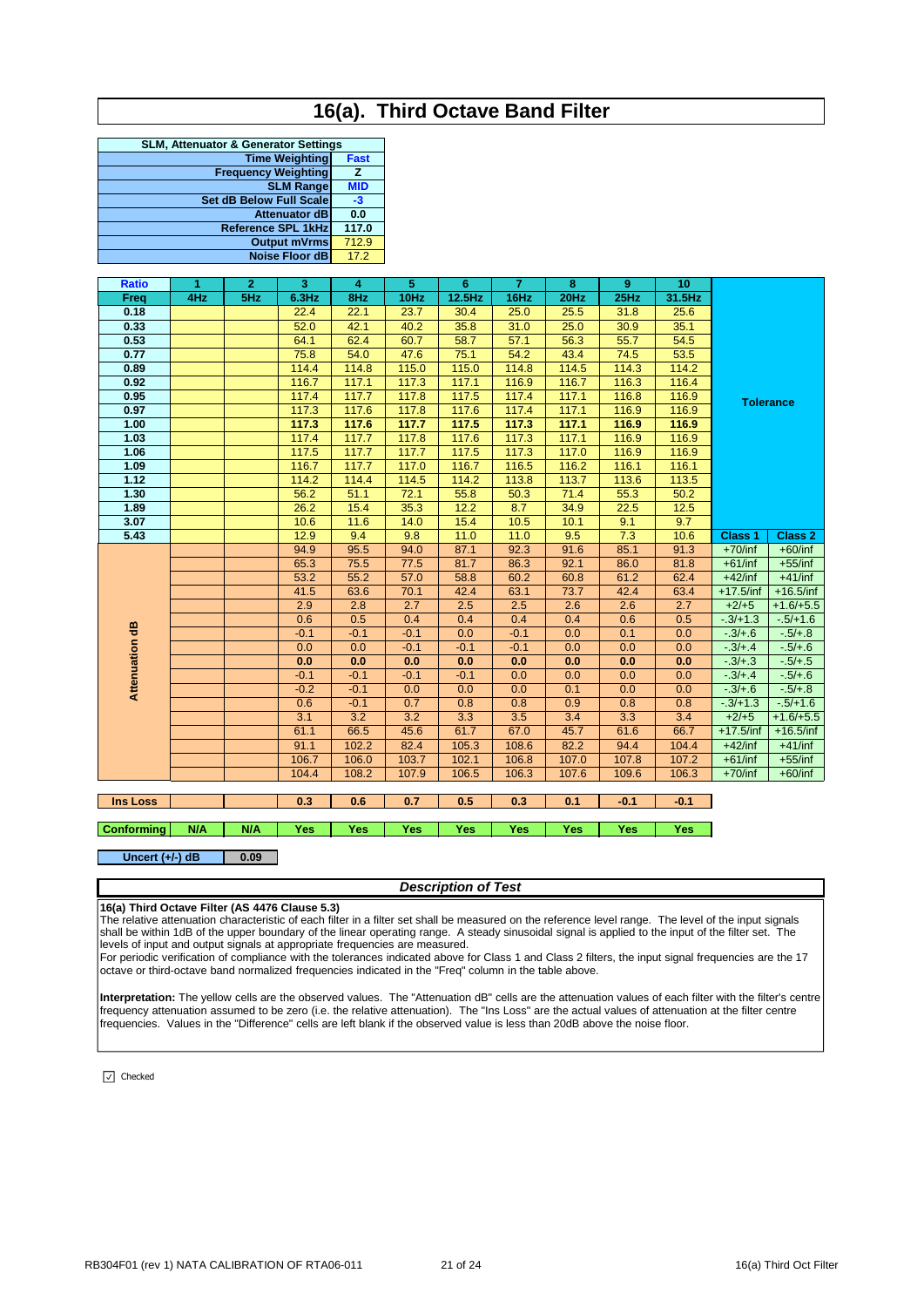# 16(a). Third Octave Band Filter

| SLM, Attenuator & Generator Settings | |
|---|---|
| Time Weighting | Fast |
| Frequency Weighting | Z |
| SLM Range | MID |
| Set dB Below Full Scale | -3 |
| Attenuator dB | 0.0 |
| Reference SPL 1kHz | 117.0 |
| Output mVrms | 712.9 |
| Noise Floor dB | 17.2 |

| Ratio | 1 | 2 | 3 | 4 | 5 | 6 | 7 | 8 | 9 | 10 | Tolerance | |
|---|---|---|---|---|---|---|---|---|---|---|---|---|
| Freq | 4Hz | 5Hz | 6.3Hz | 8Hz | 10Hz | 12.5Hz | 16Hz | 20Hz | 25Hz | 31.5Hz | | |
| 0.18 | | | 22.4 | 22.1 | 23.7 | 30.4 | 25.0 | 25.5 | 31.8 | 25.6 | | |
| 0.33 | | | 52.0 | 42.1 | 40.2 | 35.8 | 31.0 | 25.0 | 30.9 | 35.1 | | |
| 0.53 | | | 64.1 | 62.4 | 60.7 | 58.7 | 57.1 | 56.3 | 55.7 | 54.5 | | |
| 0.77 | | | 75.8 | 54.0 | 47.6 | 75.1 | 54.2 | 43.4 | 74.5 | 53.5 | | |
| 0.89 | | | 114.4 | 114.8 | 115.0 | 115.0 | 114.8 | 114.5 | 114.3 | 114.2 | | |
| 0.92 | | | 116.7 | 117.1 | 117.3 | 117.1 | 116.9 | 116.7 | 116.3 | 116.4 | | |
| 0.95 | | | 117.4 | 117.7 | 117.8 | 117.5 | 117.4 | 117.1 | 116.8 | 116.9 | | |
| 0.97 | | | 117.3 | 117.6 | 117.8 | 117.6 | 117.4 | 117.1 | 116.9 | 116.9 | | |
| **1.00** | | | **117.3** | **117.6** | **117.7** | **117.5** | **117.3** | **117.1** | **116.9** | **116.9** | | |
| 1.03 | | | 117.4 | 117.7 | 117.8 | 117.6 | 117.3 | 117.1 | 116.9 | 116.9 | | |
| 1.06 | | | 117.5 | 117.7 | 117.7 | 117.5 | 117.3 | 117.0 | 116.9 | 116.9 | | |
| 1.09 | | | 116.7 | 117.7 | 117.0 | 116.7 | 116.5 | 116.2 | 116.1 | 116.1 | | |
| 1.12 | | | 114.2 | 114.4 | 114.5 | 114.2 | 113.8 | 113.7 | 113.6 | 113.5 | | |
| 1.30 | | | 56.2 | 51.1 | 72.1 | 55.8 | 50.3 | 71.4 | 55.3 | 50.2 | | |
| 1.89 | | | 26.2 | 15.4 | 35.3 | 12.2 | 8.7 | 34.9 | 22.5 | 12.5 | | |
| 3.07 | | | 10.6 | 11.6 | 14.0 | 15.4 | 10.5 | 10.1 | 9.1 | 9.7 | | |
| 5.43 | | | 12.9 | 9.4 | 9.8 | 11.0 | 11.0 | 9.5 | 7.3 | 10.6 | **Class 1** | **Class 2** |
| Attenuation dB | | | 94.9 | 95.5 | 94.0 | 87.1 | 92.3 | 91.6 | 85.1 | 91.3 | +70/inf | +60/inf |
| | | | 65.3 | 75.5 | 77.5 | 81.7 | 86.3 | 92.1 | 86.0 | 81.8 | +61/inf | +55/inf |
| | | | 53.2 | 55.2 | 57.0 | 58.8 | 60.2 | 60.8 | 61.2 | 62.4 | +42/inf | +41/inf |
| | | | 41.5 | 63.6 | 70.1 | 42.4 | 63.1 | 73.7 | 42.4 | 63.4 | +17.5/inf | +16.5/inf |
| | | | 2.9 | 2.8 | 2.7 | 2.5 | 2.5 | 2.6 | 2.6 | 2.7 | +2/+5 | +1.6/+5.5 |
| | | | 0.6 | 0.5 | 0.4 | 0.4 | 0.4 | 0.4 | 0.6 | 0.5 | -.3/+1.3 | -.5/+1.6 |
| | | | -0.1 | -0.1 | -0.1 | 0.0 | -0.1 | 0.0 | 0.1 | 0.0 | -.3/+.6 | -.5/+.8 |
| | | | 0.0 | 0.0 | -0.1 | -0.1 | -0.1 | 0.0 | 0.0 | 0.0 | -.3/+.4 | -.5/+.6 |
| | | | **0.0** | **0.0** | **0.0** | **0.0** | **0.0** | **0.0** | **0.0** | **0.0** | -.3/+.3 | -.5/+.5 |
| | | | -0.1 | -0.1 | -0.1 | -0.1 | 0.0 | 0.0 | 0.0 | 0.0 | -.3/+.4 | -.5/+.6 |
| | | | -0.2 | -0.1 | 0.0 | 0.0 | 0.0 | 0.1 | 0.0 | 0.0 | -.3/+.6 | -.5/+.8 |
| | | | 0.6 | -0.1 | 0.7 | 0.8 | 0.8 | 0.9 | 0.8 | 0.8 | -.3/+1.3 | -.5/+1.6 |
| | | | 3.1 | 3.2 | 3.2 | 3.3 | 3.5 | 3.4 | 3.3 | 3.4 | +2/+5 | +1.6/+5.5 |
| | | | 61.1 | 66.5 | 45.6 | 61.7 | 67.0 | 45.7 | 61.6 | 66.7 | +17.5/inf | +16.5/inf |
| | | | 91.1 | 102.2 | 82.4 | 105.3 | 108.6 | 82.2 | 94.4 | 104.4 | +42/inf | +41/inf |
| | | | 106.7 | 106.0 | 103.7 | 102.1 | 106.8 | 107.0 | 107.8 | 107.2 | +61/inf | +55/inf |
| | | | 104.4 | 108.2 | 107.9 | 106.5 | 106.3 | 107.6 | 109.6 | 106.3 | +70/inf | +60/inf |
| **Ins Loss** | | | 0.3 | 0.6 | 0.7 | 0.5 | 0.3 | 0.1 | -0.1 | -0.1 | | |
| **Conforming** | N/A | N/A | Yes | Yes | Yes | Yes | Yes | Yes | Yes | Yes | | |

| Uncert (+/-) dB | 0.09 |
|---|---|

## *Description of Test*

**16(a) Third Octave Filter (AS 4476 Clause 5.3)**

The relative attenuation characteristic of each filter in a filter set shall be measured on the reference level range. The level of the input signals shall be within 1dB of the upper boundary of the linear operating range. A steady sinusoidal signal is applied to the input of the filter set. The levels of input and output signals at appropriate frequencies are measured.

For periodic verification of compliance with the tolerances indicated above for Class 1 and Class 2 filters, the input signal frequencies are the 17 octave or third-octave band normalized frequencies indicated in the "Freq" column in the table above.

**Interpretation:** The yellow cells are the observed values. The "Attenuation dB" cells are the attenuation values of each filter with the filter's centre frequency attenuation assumed to be zero (i.e. the relative attenuation). The "Ins Loss" are the actual values of attenuation at the filter centre frequencies. Values in the "Difference" cells are left blank if the observed value is less than 20dB above the noise floor.

☑ Checked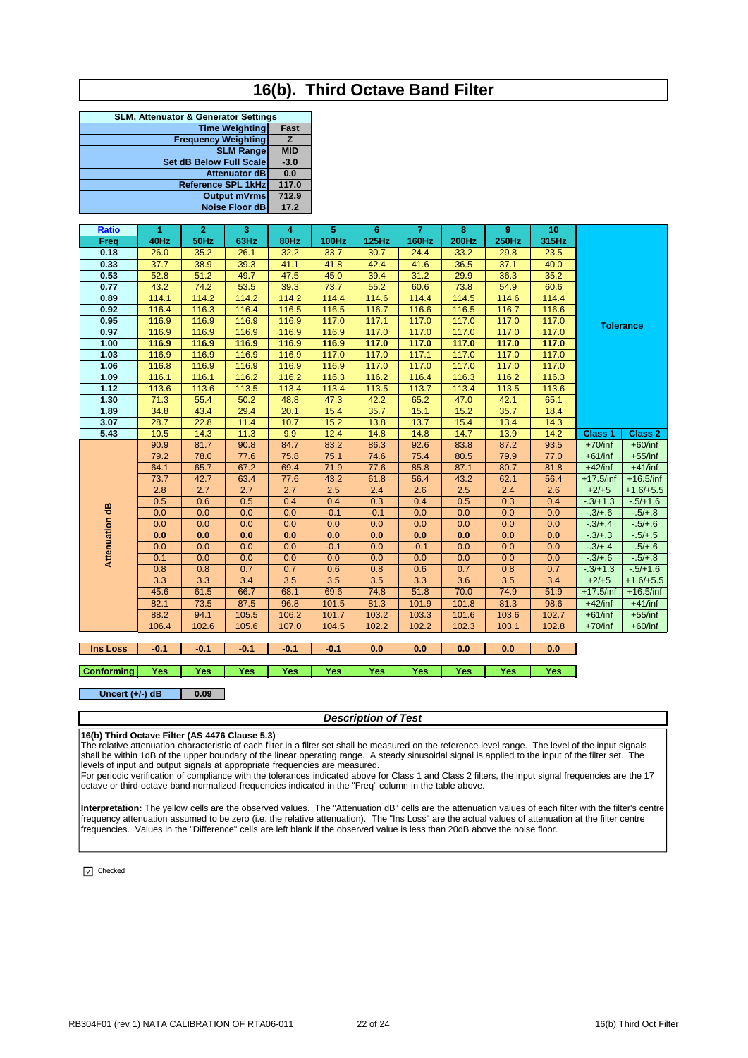# 16(b). Third Octave Band Filter

| SLM, Attenuator & Generator Settings | |
|---|---|
| Time Weighting | Fast |
| Frequency Weighting | Z |
| SLM Range | MID |
| Set dB Below Full Scale | -3.0 |
| Attenuator dB | 0.0 |
| Reference SPL 1kHz | 117.0 |
| Output mVrms | 712.9 |
| Noise Floor dB | 17.2 |

| Ratio | 1 | 2 | 3 | 4 | 5 | 6 | 7 | 8 | 9 | 10 | Tolerance | |
|---|---|---|---|---|---|---|---|---|---|---|---|---|
| Freq | 40Hz | 50Hz | 63Hz | 80Hz | 100Hz | 125Hz | 160Hz | 200Hz | 250Hz | 315Hz | | |
| 0.18 | 26.0 | 35.2 | 26.1 | 32.2 | 33.7 | 30.7 | 24.4 | 33.2 | 29.8 | 23.5 | | |
| 0.33 | 37.7 | 38.9 | 39.3 | 41.1 | 41.8 | 42.4 | 41.6 | 36.5 | 37.1 | 40.0 | | |
| 0.53 | 52.8 | 51.2 | 49.7 | 47.5 | 45.0 | 39.4 | 31.2 | 29.9 | 36.3 | 35.2 | | |
| 0.77 | 43.2 | 74.2 | 53.5 | 39.3 | 73.7 | 55.2 | 60.6 | 73.8 | 54.9 | 60.6 | | |
| 0.89 | 114.1 | 114.2 | 114.2 | 114.2 | 114.4 | 114.6 | 114.4 | 114.5 | 114.6 | 114.4 | | |
| 0.92 | 116.4 | 116.3 | 116.4 | 116.5 | 116.5 | 116.7 | 116.6 | 116.5 | 116.7 | 116.6 | | |
| 0.95 | 116.9 | 116.9 | 116.9 | 116.9 | 117.0 | 117.1 | 117.0 | 117.0 | 117.0 | 117.0 | | |
| 0.97 | 116.9 | 116.9 | 116.9 | 116.9 | 116.9 | 117.0 | 117.0 | 117.0 | 117.0 | 117.0 | | |
| **1.00** | **116.9** | **116.9** | **116.9** | **116.9** | **116.9** | **117.0** | **117.0** | **117.0** | **117.0** | **117.0** | | |
| 1.03 | 116.9 | 116.9 | 116.9 | 116.9 | 117.0 | 117.0 | 117.1 | 117.0 | 117.0 | 117.0 | | |
| 1.06 | 116.8 | 116.9 | 116.9 | 116.9 | 116.9 | 117.0 | 117.0 | 117.0 | 117.0 | 117.0 | | |
| 1.09 | 116.1 | 116.1 | 116.2 | 116.2 | 116.3 | 116.2 | 116.4 | 116.3 | 116.2 | 116.3 | | |
| 1.12 | 113.6 | 113.6 | 113.5 | 113.4 | 113.4 | 113.5 | 113.7 | 113.4 | 113.5 | 113.6 | | |
| 1.30 | 71.3 | 55.4 | 50.2 | 48.8 | 47.3 | 42.2 | 65.2 | 47.0 | 42.1 | 65.1 | | |
| 1.89 | 34.8 | 43.4 | 29.4 | 20.1 | 15.4 | 35.7 | 15.1 | 15.2 | 35.7 | 18.4 | | |
| 3.07 | 28.7 | 22.8 | 11.4 | 10.7 | 15.2 | 13.8 | 13.7 | 15.4 | 13.4 | 14.3 | | |
| 5.43 | 10.5 | 14.3 | 11.3 | 9.9 | 12.4 | 14.8 | 14.8 | 14.7 | 13.9 | 14.2 | Class 1 | Class 2 |
| Attenuation dB | 90.9 | 81.7 | 90.8 | 84.7 | 83.2 | 86.3 | 92.6 | 83.8 | 87.2 | 93.5 | +70/inf | +60/inf |
| | 79.2 | 78.0 | 77.6 | 75.8 | 75.1 | 74.6 | 75.4 | 80.5 | 79.9 | 77.0 | +61/inf | +55/inf |
| | 64.1 | 65.7 | 67.2 | 69.4 | 71.9 | 77.6 | 85.8 | 87.1 | 80.7 | 81.8 | +42/inf | +41/inf |
| | 73.7 | 42.7 | 63.4 | 77.6 | 43.2 | 61.8 | 56.4 | 43.2 | 62.1 | 56.4 | +17.5/inf | +16.5/inf |
| | 2.8 | 2.7 | 2.7 | 2.7 | 2.5 | 2.4 | 2.6 | 2.5 | 2.4 | 2.6 | +2/+5 | +1.6/+5.5 |
| | 0.5 | 0.6 | 0.5 | 0.4 | 0.4 | 0.3 | 0.4 | 0.5 | 0.3 | 0.4 | -.3/+1.3 | -.5/+1.6 |
| | 0.0 | 0.0 | 0.0 | 0.0 | -0.1 | -0.1 | 0.0 | 0.0 | 0.0 | 0.0 | -.3/+.6 | -.5/+.8 |
| | 0.0 | 0.0 | 0.0 | 0.0 | 0.0 | 0.0 | 0.0 | 0.0 | 0.0 | 0.0 | -.3/+.4 | -.5/+.6 |
| | **0.0** | **0.0** | **0.0** | **0.0** | **0.0** | **0.0** | **0.0** | **0.0** | **0.0** | **0.0** | -.3/+.3 | -.5/+.5 |
| | 0.0 | 0.0 | 0.0 | 0.0 | -0.1 | 0.0 | -0.1 | 0.0 | 0.0 | 0.0 | -.3/+.4 | -.5/+.6 |
| | 0.1 | 0.0 | 0.0 | 0.0 | 0.0 | 0.0 | 0.0 | 0.0 | 0.0 | 0.0 | -.3/+.6 | -.5/+.8 |
| | 0.8 | 0.8 | 0.7 | 0.7 | 0.6 | 0.8 | 0.6 | 0.7 | 0.8 | 0.7 | -.3/+1.3 | -.5/+1.6 |
| | 3.3 | 3.3 | 3.4 | 3.5 | 3.5 | 3.5 | 3.3 | 3.6 | 3.5 | 3.4 | +2/+5 | +1.6/+5.5 |
| | 45.6 | 61.5 | 66.7 | 68.1 | 69.6 | 74.8 | 51.8 | 70.0 | 74.9 | 51.9 | +17.5/inf | +16.5/inf |
| | 82.1 | 73.5 | 87.5 | 96.8 | 101.5 | 81.3 | 101.9 | 101.8 | 81.3 | 98.6 | +42/inf | +41/inf |
| | 88.2 | 94.1 | 105.5 | 106.2 | 101.7 | 103.2 | 103.3 | 101.6 | 103.6 | 102.7 | +61/inf | +55/inf |
| | 106.4 | 102.6 | 105.6 | 107.0 | 104.5 | 102.2 | 102.2 | 102.3 | 103.1 | 102.8 | +70/inf | +60/inf |

| Ins Loss | -0.1 | -0.1 | -0.1 | -0.1 | -0.1 | 0.0 | 0.0 | 0.0 | 0.0 | 0.0 |
|---|---|---|---|---|---|---|---|---|---|---|
| Conforming | Yes | Yes | Yes | Yes | Yes | Yes | Yes | Yes | Yes | Yes |

| Uncert (+/-) dB | 0.09 |
|---|---|

*Description of Test*

**16(b) Third Octave Filter (AS 4476 Clause 5.3)**
The relative attenuation characteristic of each filter in a filter set shall be measured on the reference level range. The level of the input signals shall be within 1dB of the upper boundary of the linear operating range. A steady sinusoidal signal is applied to the input of the filter set. The levels of input and output signals at appropriate frequencies are measured.
For periodic verification of compliance with the tolerances indicated above for Class 1 and Class 2 filters, the input signal frequencies are the 17 octave or third-octave band normalized frequencies indicated in the "Freq" column in the table above.

**Interpretation:** The yellow cells are the observed values. The "Attenuation dB" cells are the attenuation values of each filter with the filter's centre frequency attenuation assumed to be zero (i.e. the relative attenuation). The "Ins Loss" are the actual values of attenuation at the filter centre frequencies. Values in the "Difference" cells are left blank if the observed value is less than 20dB above the noise floor.

☑ Checked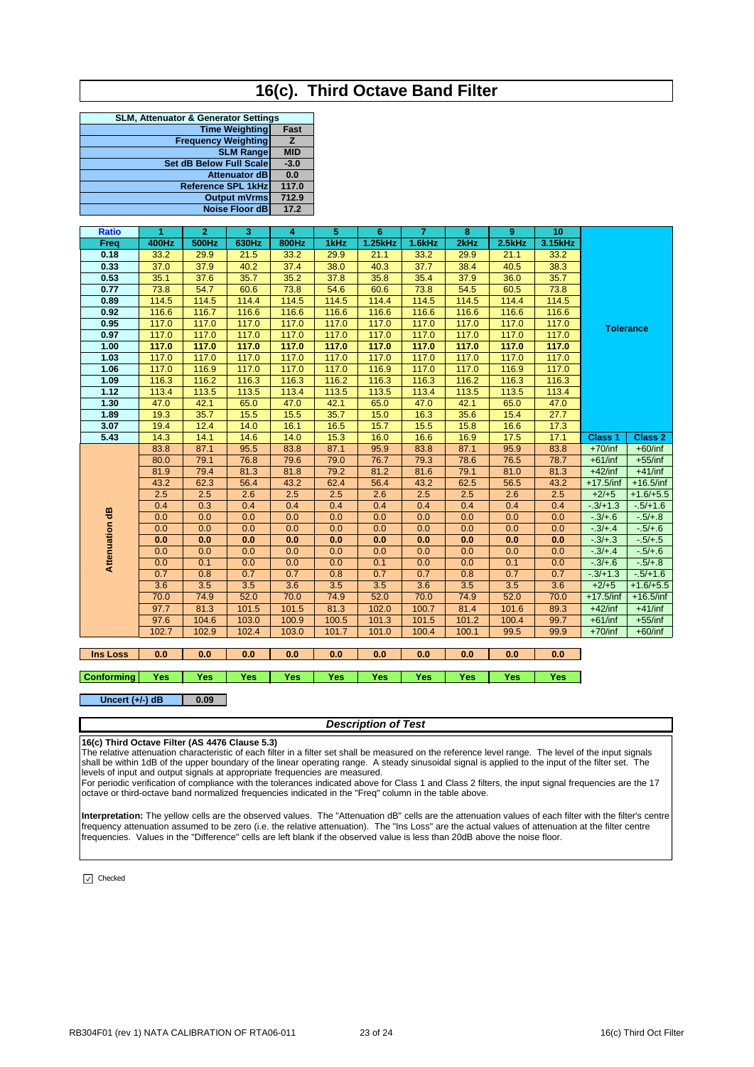# 16(c). Third Octave Band Filter

| SLM, Attenuator & Generator Settings | |
|---|---|
| Time Weighting | Fast |
| Frequency Weighting | Z |
| SLM Range | MID |
| Set dB Below Full Scale | -3.0 |
| Attenuator dB | 0.0 |
| Reference SPL 1kHz | 117.0 |
| Output mVrms | 712.9 |
| Noise Floor dB | 17.2 |

| Ratio | 1 | 2 | 3 | 4 | 5 | 6 | 7 | 8 | 9 | 10 | Tolerance | |
|---|---|---|---|---|---|---|---|---|---|---|---|---|
| Freq | 400Hz | 500Hz | 630Hz | 800Hz | 1kHz | 1.25kHz | 1.6kHz | 2kHz | 2.5kHz | 3.15kHz | | |
| 0.18 | 33.2 | 29.9 | 21.5 | 33.2 | 29.9 | 21.1 | 33.2 | 29.9 | 21.1 | 33.2 | | |
| 0.33 | 37.0 | 37.9 | 40.2 | 37.4 | 38.0 | 40.3 | 37.7 | 38.4 | 40.5 | 38.3 | | |
| 0.53 | 35.1 | 37.6 | 35.7 | 35.2 | 37.8 | 35.8 | 35.4 | 37.9 | 36.0 | 35.7 | | |
| 0.77 | 73.8 | 54.7 | 60.6 | 73.8 | 54.6 | 60.6 | 73.8 | 54.5 | 60.5 | 73.8 | | |
| 0.89 | 114.5 | 114.5 | 114.4 | 114.5 | 114.5 | 114.4 | 114.5 | 114.5 | 114.4 | 114.5 | | |
| 0.92 | 116.6 | 116.7 | 116.6 | 116.6 | 116.6 | 116.6 | 116.6 | 116.6 | 116.6 | 116.6 | | |
| 0.95 | 117.0 | 117.0 | 117.0 | 117.0 | 117.0 | 117.0 | 117.0 | 117.0 | 117.0 | 117.0 | | |
| 0.97 | 117.0 | 117.0 | 117.0 | 117.0 | 117.0 | 117.0 | 117.0 | 117.0 | 117.0 | 117.0 | | |
| **1.00** | **117.0** | **117.0** | **117.0** | **117.0** | **117.0** | **117.0** | **117.0** | **117.0** | **117.0** | **117.0** | | |
| 1.03 | 117.0 | 117.0 | 117.0 | 117.0 | 117.0 | 117.0 | 117.0 | 117.0 | 117.0 | 117.0 | | |
| 1.06 | 117.0 | 116.9 | 117.0 | 117.0 | 117.0 | 116.9 | 117.0 | 117.0 | 116.9 | 117.0 | | |
| 1.09 | 116.3 | 116.2 | 116.3 | 116.3 | 116.2 | 116.3 | 116.3 | 116.2 | 116.3 | 116.3 | | |
| 1.12 | 113.4 | 113.5 | 113.5 | 113.4 | 113.5 | 113.5 | 113.4 | 113.5 | 113.5 | 113.4 | | |
| 1.30 | 47.0 | 42.1 | 65.0 | 47.0 | 42.1 | 65.0 | 47.0 | 42.1 | 65.0 | 47.0 | | |
| 1.89 | 19.3 | 35.7 | 15.5 | 15.5 | 35.7 | 15.0 | 16.3 | 35.6 | 15.4 | 27.7 | | |
| 3.07 | 19.4 | 12.4 | 14.0 | 16.1 | 16.5 | 15.7 | 15.5 | 15.8 | 16.6 | 17.3 | | |
| 5.43 | 14.3 | 14.1 | 14.6 | 14.0 | 15.3 | 16.0 | 16.6 | 16.9 | 17.5 | 17.1 | Class 1 | Class 2 |
| Attenuation dB | 83.8 | 87.1 | 95.5 | 83.8 | 87.1 | 95.9 | 83.8 | 87.1 | 95.9 | 83.8 | +70/inf | +60/inf |
| | 80.0 | 79.1 | 76.8 | 79.6 | 79.0 | 76.7 | 79.3 | 78.6 | 76.5 | 78.7 | +61/inf | +55/inf |
| | 81.9 | 79.4 | 81.3 | 81.8 | 79.2 | 81.2 | 81.6 | 79.1 | 81.0 | 81.3 | +42/inf | +41/inf |
| | 43.2 | 62.3 | 56.4 | 43.2 | 62.4 | 56.4 | 43.2 | 62.5 | 56.5 | 43.2 | +17.5/inf | +16.5/inf |
| | 2.5 | 2.5 | 2.6 | 2.5 | 2.5 | 2.6 | 2.5 | 2.5 | 2.6 | 2.5 | +2/+5 | +1.6/+5.5 |
| | 0.4 | 0.3 | 0.4 | 0.4 | 0.4 | 0.4 | 0.4 | 0.4 | 0.4 | 0.4 | -.3/+1.3 | -.5/+1.6 |
| | 0.0 | 0.0 | 0.0 | 0.0 | 0.0 | 0.0 | 0.0 | 0.0 | 0.0 | 0.0 | -.3/+.6 | -.5/+.8 |
| | 0.0 | 0.0 | 0.0 | 0.0 | 0.0 | 0.0 | 0.0 | 0.0 | 0.0 | 0.0 | -.3/+.4 | -.5/+.6 |
| | **0.0** | **0.0** | **0.0** | **0.0** | **0.0** | **0.0** | **0.0** | **0.0** | **0.0** | **0.0** | -.3/+.3 | -.5/+.5 |
| | 0.0 | 0.0 | 0.0 | 0.0 | 0.0 | 0.0 | 0.0 | 0.0 | 0.0 | 0.0 | -.3/+.4 | -.5/+.6 |
| | 0.0 | 0.1 | 0.0 | 0.0 | 0.0 | 0.1 | 0.0 | 0.0 | 0.1 | 0.0 | -.3/+.6 | -.5/+.8 |
| | 0.7 | 0.8 | 0.7 | 0.7 | 0.8 | 0.7 | 0.7 | 0.8 | 0.7 | 0.7 | -.3/+1.3 | -.5/+1.6 |
| | 3.6 | 3.5 | 3.5 | 3.6 | 3.5 | 3.5 | 3.6 | 3.5 | 3.5 | 3.6 | +2/+5 | +1.6/+5.5 |
| | 70.0 | 74.9 | 52.0 | 70.0 | 74.9 | 52.0 | 70.0 | 74.9 | 52.0 | 70.0 | +17.5/inf | +16.5/inf |
| | 97.7 | 81.3 | 101.5 | 101.5 | 81.3 | 102.0 | 100.7 | 81.4 | 101.6 | 89.3 | +42/inf | +41/inf |
| | 97.6 | 104.6 | 103.0 | 100.9 | 100.5 | 101.3 | 101.5 | 101.2 | 100.4 | 99.7 | +61/inf | +55/inf |
| | 102.7 | 102.9 | 102.4 | 103.0 | 101.7 | 101.0 | 100.4 | 100.1 | 99.5 | 99.9 | +70/inf | +60/inf |

| Ins Loss | 0.0 | 0.0 | 0.0 | 0.0 | 0.0 | 0.0 | 0.0 | 0.0 | 0.0 | 0.0 |
|---|---|---|---|---|---|---|---|---|---|---|
| **Conforming** | Yes | Yes | Yes | Yes | Yes | Yes | Yes | Yes | Yes | Yes |

| Uncert (+/-) dB | 0.09 |
|---|---|

### *Description of Test*

**16(c) Third Octave Filter (AS 4476 Clause 5.3)**
The relative attenuation characteristic of each filter in a filter set shall be measured on the reference level range. The level of the input signals shall be within 1dB of the upper boundary of the linear operating range. A steady sinusoidal signal is applied to the input of the filter set. The levels of input and output signals at appropriate frequencies are measured.
For periodic verification of compliance with the tolerances indicated above for Class 1 and Class 2 filters, the input signal frequencies are the 17 octave or third-octave band normalized frequencies indicated in the "Freq" column in the table above.

**Interpretation:** The yellow cells are the observed values. The "Attenuation dB" cells are the attenuation values of each filter with the filter's centre frequency attenuation assumed to be zero (i.e. the relative attenuation). The "Ins Loss" are the actual values of attenuation at the filter centre frequencies. Values in the "Difference" cells are left blank if the observed value is less than 20dB above the noise floor.

☑ Checked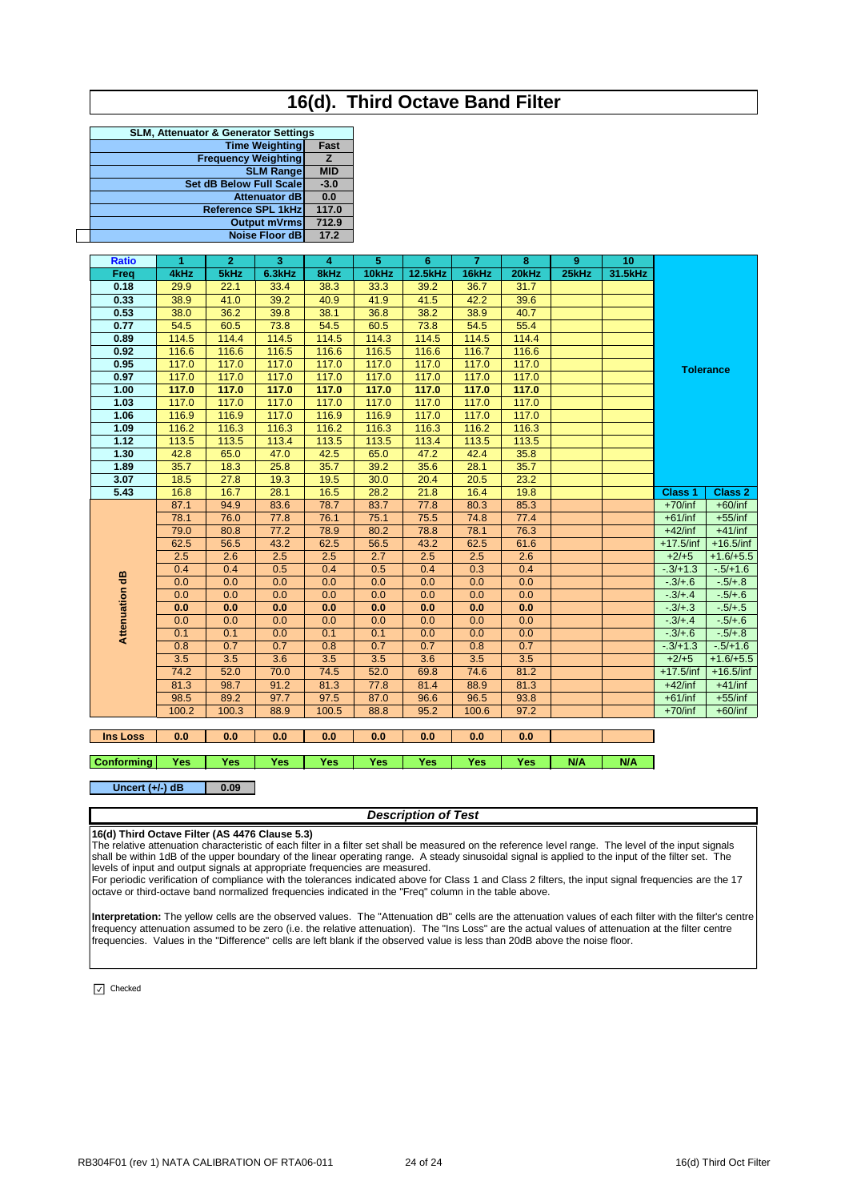# 16(d). Third Octave Band Filter

| SLM, Attenuator & Generator Settings | |
|---|---|
| Time Weighting | Fast |
| Frequency Weighting | Z |
| SLM Range | MID |
| Set dB Below Full Scale | -3.0 |
| Attenuator dB | 0.0 |
| Reference SPL 1kHz | 117.0 |
| Output mVrms | 712.9 |
| Noise Floor dB | 17.2 |

| Ratio | 1 | 2 | 3 | 4 | 5 | 6 | 7 | 8 | 9 | 10 | Tolerance | |
|---|---|---|---|---|---|---|---|---|---|---|---|---|
| Freq | 4kHz | 5kHz | 6.3kHz | 8kHz | 10kHz | 12.5kHz | 16kHz | 20kHz | 25kHz | 31.5kHz | | |
| 0.18 | 29.9 | 22.1 | 33.4 | 38.3 | 33.3 | 39.2 | 36.7 | 31.7 | | | | |
| 0.33 | 38.9 | 41.0 | 39.2 | 40.9 | 41.9 | 41.5 | 42.2 | 39.6 | | | | |
| 0.53 | 38.0 | 36.2 | 39.8 | 38.1 | 36.8 | 38.2 | 38.9 | 40.7 | | | | |
| 0.77 | 54.5 | 60.5 | 73.8 | 54.5 | 60.5 | 73.8 | 54.5 | 55.4 | | | | |
| 0.89 | 114.5 | 114.4 | 114.5 | 114.5 | 114.3 | 114.5 | 114.5 | 114.4 | | | | |
| 0.92 | 116.6 | 116.6 | 116.5 | 116.6 | 116.5 | 116.6 | 116.7 | 116.6 | | | | |
| 0.95 | 117.0 | 117.0 | 117.0 | 117.0 | 117.0 | 117.0 | 117.0 | 117.0 | | | | |
| 0.97 | 117.0 | 117.0 | 117.0 | 117.0 | 117.0 | 117.0 | 117.0 | 117.0 | | | | |
| **1.00** | **117.0** | **117.0** | **117.0** | **117.0** | **117.0** | **117.0** | **117.0** | **117.0** | | | | |
| 1.03 | 117.0 | 117.0 | 117.0 | 117.0 | 117.0 | 117.0 | 117.0 | 117.0 | | | | |
| 1.06 | 116.9 | 116.9 | 117.0 | 116.9 | 116.9 | 117.0 | 117.0 | 117.0 | | | | |
| 1.09 | 116.2 | 116.3 | 116.3 | 116.2 | 116.3 | 116.3 | 116.2 | 116.3 | | | | |
| 1.12 | 113.5 | 113.5 | 113.4 | 113.5 | 113.5 | 113.4 | 113.5 | 113.5 | | | | |
| 1.30 | 42.8 | 65.0 | 47.0 | 42.5 | 65.0 | 47.2 | 42.4 | 35.8 | | | | |
| 1.89 | 35.7 | 18.3 | 25.8 | 35.7 | 39.2 | 35.6 | 28.1 | 35.7 | | | | |
| 3.07 | 18.5 | 27.8 | 19.3 | 19.5 | 30.0 | 20.4 | 20.5 | 23.2 | | | | |
| 5.43 | 16.8 | 16.7 | 28.1 | 16.5 | 28.2 | 21.8 | 16.4 | 19.8 | | | Class 1 | Class 2 |
| Attenuation dB | 87.1 | 94.9 | 83.6 | 78.7 | 83.7 | 77.8 | 80.3 | 85.3 | | | +70/inf | +60/inf |
| | 78.1 | 76.0 | 77.8 | 76.1 | 75.1 | 75.5 | 74.8 | 77.4 | | | +61/inf | +55/inf |
| | 79.0 | 80.8 | 77.2 | 78.9 | 80.2 | 78.8 | 78.1 | 76.3 | | | +42/inf | +41/inf |
| | 62.5 | 56.5 | 43.2 | 62.5 | 56.5 | 43.2 | 62.5 | 61.6 | | | +17.5/inf | +16.5/inf |
| | 2.5 | 2.6 | 2.5 | 2.5 | 2.7 | 2.5 | 2.5 | 2.6 | | | +2/+5 | +1.6/+5.5 |
| | 0.4 | 0.4 | 0.5 | 0.4 | 0.5 | 0.4 | 0.3 | 0.4 | | | -.3/+1.3 | -.5/+1.6 |
| | 0.0 | 0.0 | 0.0 | 0.0 | 0.0 | 0.0 | 0.0 | 0.0 | | | -.3/+.6 | -.5/+.8 |
| | 0.0 | 0.0 | 0.0 | 0.0 | 0.0 | 0.0 | 0.0 | 0.0 | | | -.3/+.4 | -.5/+.6 |
| | **0.0** | **0.0** | **0.0** | **0.0** | **0.0** | **0.0** | **0.0** | **0.0** | | | -.3/+.3 | -.5/+.5 |
| | 0.0 | 0.0 | 0.0 | 0.0 | 0.0 | 0.0 | 0.0 | 0.0 | | | -.3/+.4 | -.5/+.6 |
| | 0.1 | 0.1 | 0.0 | 0.1 | 0.1 | 0.0 | 0.0 | 0.0 | | | -.3/+.6 | -.5/+.8 |
| | 0.8 | 0.7 | 0.7 | 0.8 | 0.7 | 0.7 | 0.8 | 0.7 | | | -.3/+1.3 | -.5/+1.6 |
| | 3.5 | 3.5 | 3.6 | 3.5 | 3.5 | 3.6 | 3.5 | 3.5 | | | +2/+5 | +1.6/+5.5 |
| | 74.2 | 52.0 | 70.0 | 74.5 | 52.0 | 69.8 | 74.6 | 81.2 | | | +17.5/inf | +16.5/inf |
| | 81.3 | 98.7 | 91.2 | 81.3 | 77.8 | 81.4 | 88.9 | 81.3 | | | +42/inf | +41/inf |
| | 98.5 | 89.2 | 97.7 | 97.5 | 87.0 | 96.6 | 96.5 | 93.8 | | | +61/inf | +55/inf |
| | 100.2 | 100.3 | 88.9 | 100.5 | 88.8 | 95.2 | 100.6 | 97.2 | | | +70/inf | +60/inf |

| | | | | | | | | | | |
|---|---|---|---|---|---|---|---|---|---|---|
| **Ins Loss** | 0.0 | 0.0 | 0.0 | 0.0 | 0.0 | 0.0 | 0.0 | 0.0 | | |
| **Conforming** | Yes | Yes | Yes | Yes | Yes | Yes | Yes | Yes | N/A | N/A |

| | |
|---|---|
| **Uncert (+/-) dB** | 0.09 |

*Description of Test*

**16(d) Third Octave Filter (AS 4476 Clause 5.3)**

The relative attenuation characteristic of each filter in a filter set shall be measured on the reference level range. The level of the input signals shall be within 1dB of the upper boundary of the linear operating range. A steady sinusoidal signal is applied to the input of the filter set. The levels of input and output signals at appropriate frequencies are measured.

For periodic verification of compliance with the tolerances indicated above for Class 1 and Class 2 filters, the input signal frequencies are the 17 octave or third-octave band normalized frequencies indicated in the "Freq" column in the table above.

**Interpretation:** The yellow cells are the observed values. The "Attenuation dB" cells are the attenuation values of each filter with the filter's centre frequency attenuation assumed to be zero (i.e. the relative attenuation). The "Ins Loss" are the actual values of attenuation at the filter centre frequencies. Values in the "Difference" cells are left blank if the observed value is less than 20dB above the noise floor.

☑ Checked